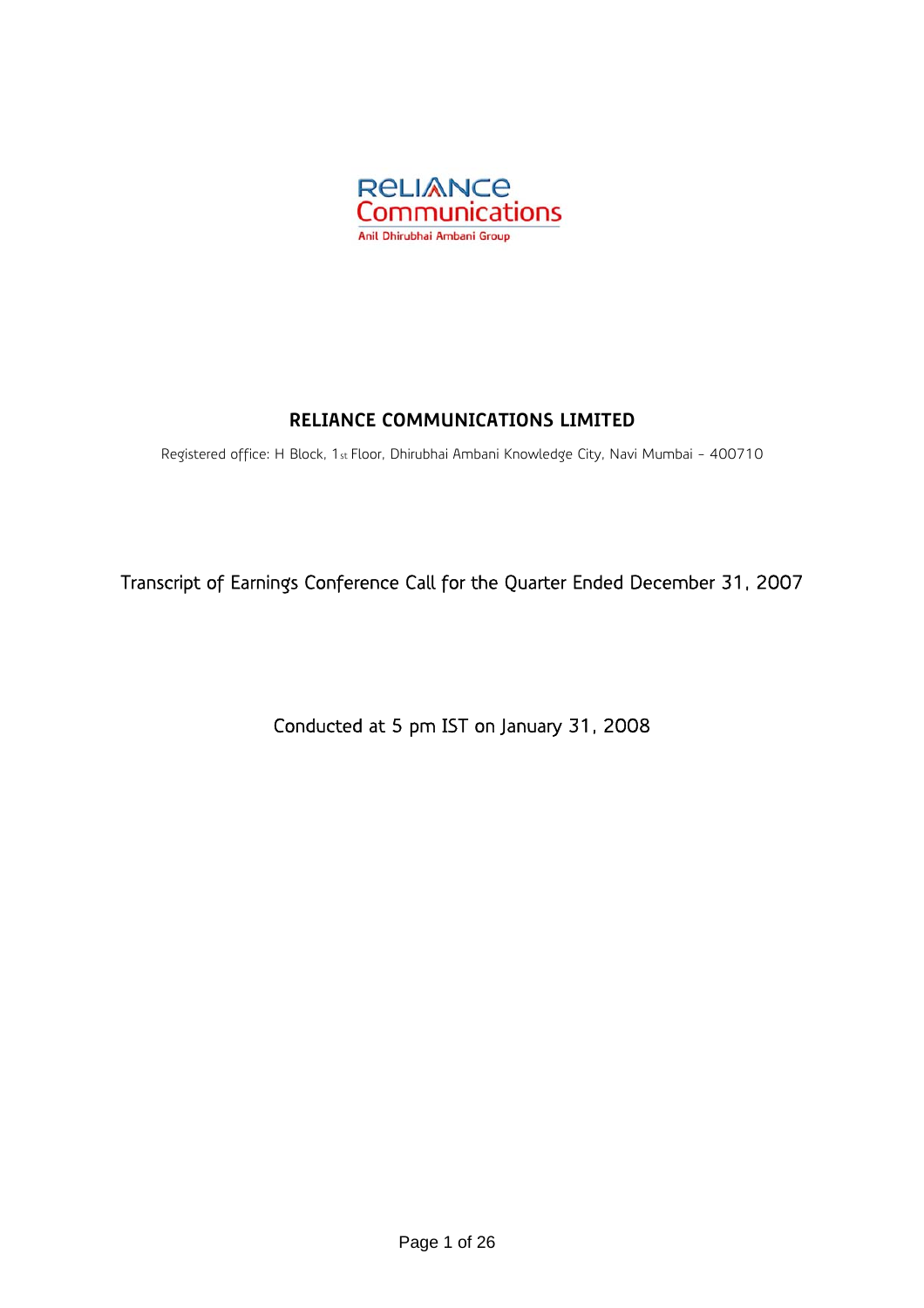# RELIANCE COMMUNICATIONS LIMITED

Registered office: H Block, 1st Floor, Dhirubhai Ambani Knowledge City, Navi Mumbai - 400710

## Transcript of Earnings Conference Call for the Quarter Ended December 31, 2007

Conducted at 5 pm IST on January 31, 2008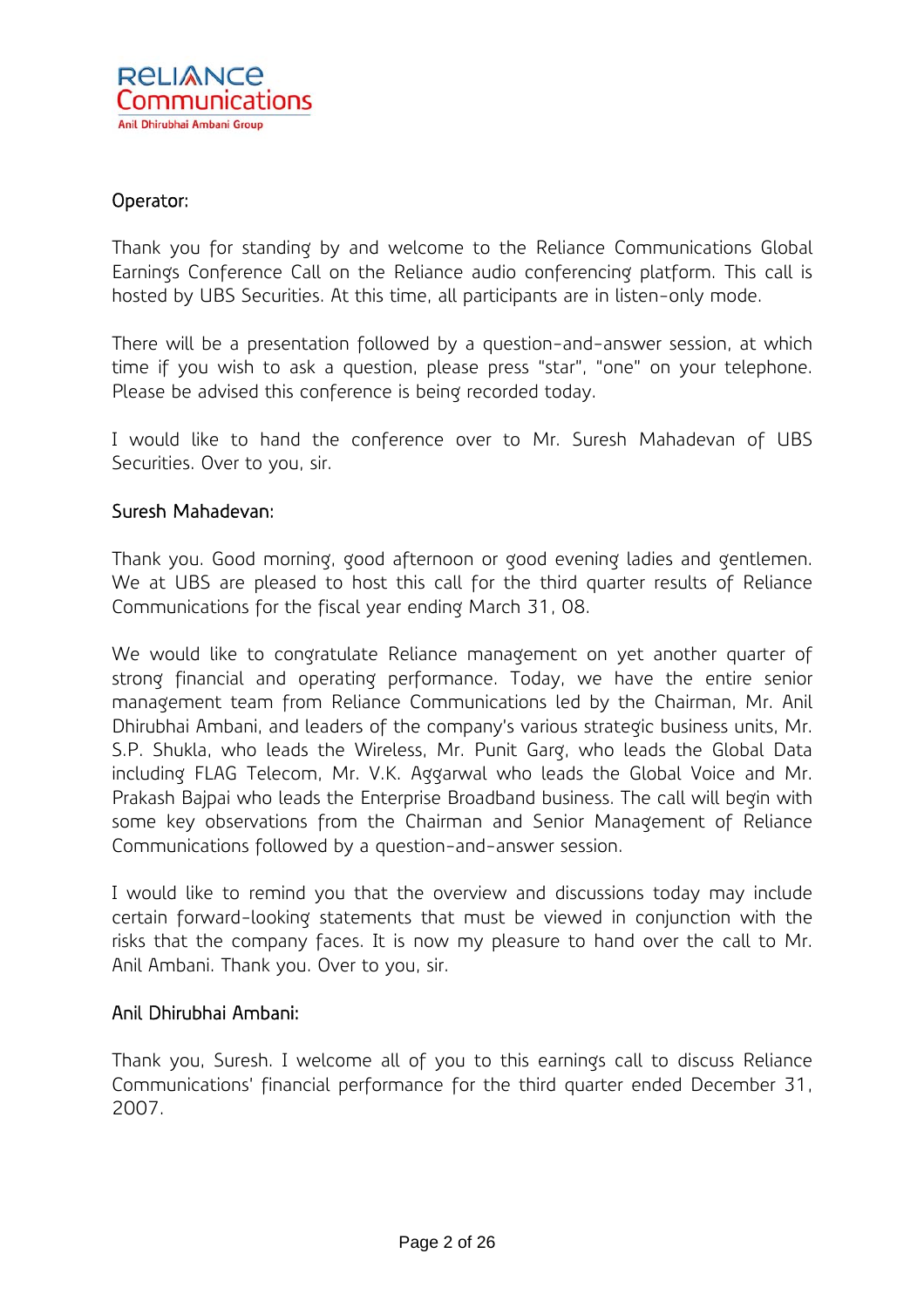**Operator:**

Thank you for standing by and welcome to the Reliance Communications Global Earnings Conference Call on the Reliance audio conferencing platform. This call is hosted by UBS Securities. At this time, all participants are in listen-only mode.

There will be a presentation followed by a question-and-answer session, at which time if you wish to ask a question, please press "star", "one" on your telephone. Please be advised this conference is being recorded today.

I would like to hand the conference over to Mr. Suresh Mahadevan of UBS Securities. Over to you, sir.

**Suresh Mahadevan:**

Thank you. Good morning, good afternoon or good evening ladies and gentlemen. We at UBS are pleased to host this call for the third quarter results of Reliance Communications for the fiscal year ending March 31, 08.

We would like to congratulate Reliance management on yet another quarter of strong financial and operating performance. Today, we have the entire senior management team from Reliance Communications led by the Chairman, Mr. Anil Dhirubhai Ambani, and leaders of the company's various strategic business units, Mr. S.P. Shukla, who leads the Wireless, Mr. Punit Garg, who leads the Global Data including FLAG Telecom, Mr. V.K. Aggarwal who leads the Global Voice and Mr. Prakash Bajpai who leads the Enterprise Broadband business. The call will begin with some key observations from the Chairman and Senior Management of Reliance Communications followed by a question-and-answer session.

I would like to remind you that the overview and discussions today may include certain forward-looking statements that must be viewed in conjunction with the risks that the company faces. It is now my pleasure to hand over the call to Mr. Anil Ambani. Thank you. Over to you, sir.

**Anil Dhirubhai Ambani:**

Thank you, Suresh. I welcome all of you to this earnings call to discuss Reliance Communications' financial performance for the third quarter ended December 31, 2007.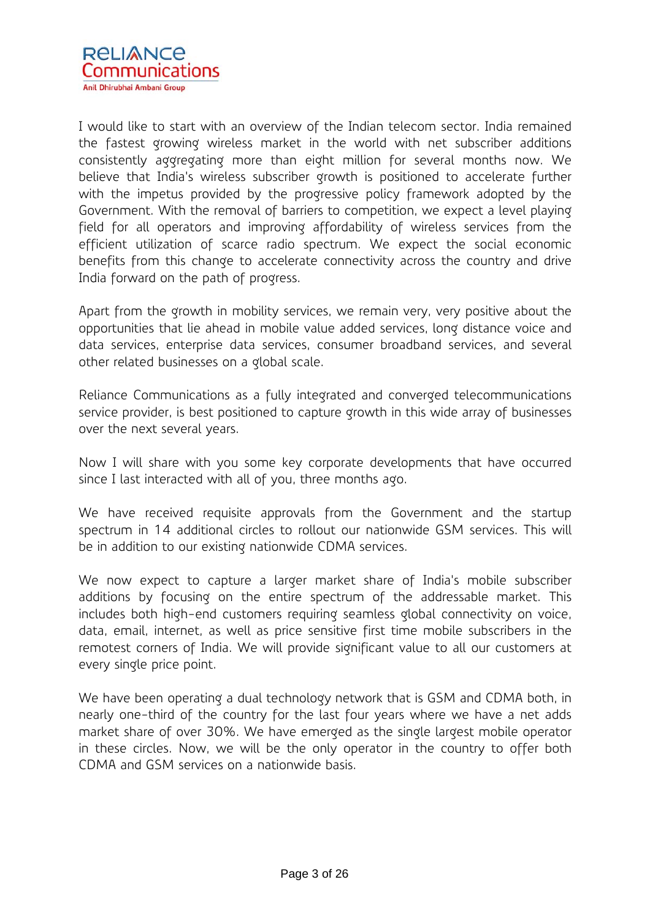I would like to start with an overview of the Indian telecom sector. India remained the fastest growing wireless market in the world with net subscriber additions consistently aggregating more than eight million for several months now. We believe that India's wireless subscriber growth is positioned to accelerate further with the impetus provided by the progressive policy framework adopted by the Government. With the removal of barriers to competition, we expect a level playing field for all operators and improving affordability of wireless services from the efficient utilization of scarce radio spectrum. We expect the social economic benefits from this change to accelerate connectivity across the country and drive India forward on the path of progress.

Apart from the growth in mobility services, we remain very, very positive about the opportunities that lie ahead in mobile value added services, long distance voice and data services, enterprise data services, consumer broadband services, and several other related businesses on a global scale.

Reliance Communications as a fully integrated and converged telecommunications service provider, is best positioned to capture growth in this wide array of businesses over the next several years.

Now I will share with you some key corporate developments that have occurred since I last interacted with all of you, three months ago.

We have received requisite approvals from the Government and the startup spectrum in 14 additional circles to rollout our nationwide GSM services. This will be in addition to our existing nationwide CDMA services.

We now expect to capture a larger market share of India's mobile subscriber additions by focusing on the entire spectrum of the addressable market. This includes both high-end customers requiring seamless global connectivity on voice, data, email, internet, as well as price sensitive first time mobile subscribers in the remotest corners of India. We will provide significant value to all our customers at every single price point.

We have been operating a dual technology network that is GSM and CDMA both, in nearly one-third of the country for the last four years where we have a net adds market share of over 30%. We have emerged as the single largest mobile operator in these circles. Now, we will be the only operator in the country to offer both CDMA and GSM services on a nationwide basis.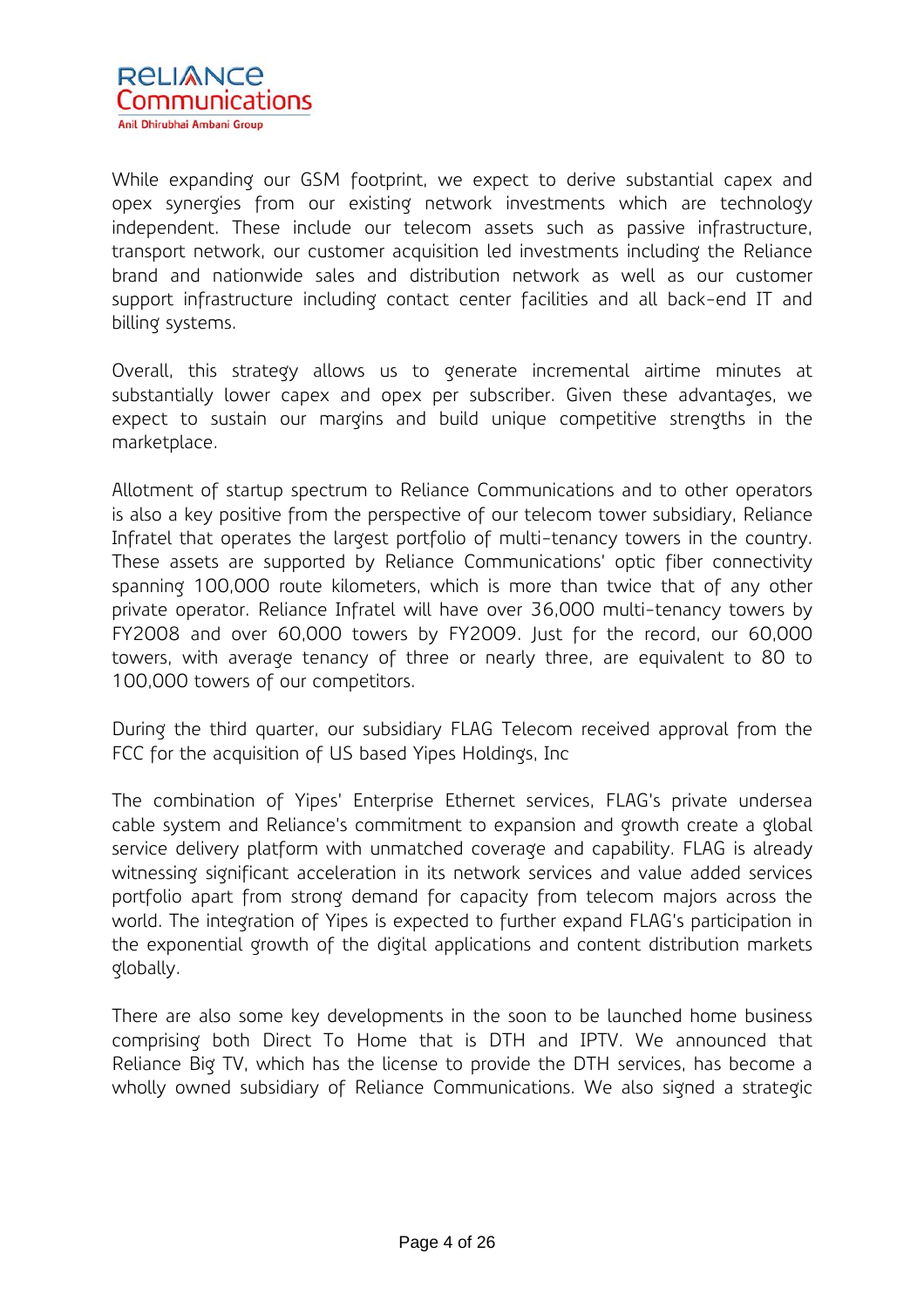While expanding our GSM footprint, we expect to derive substantial capex and opex synergies from our existing network investments which are technology independent. These include our telecom assets such as passive infrastructure, transport network, our customer acquisition led investments including the Reliance brand and nationwide sales and distribution network as well as our customer support infrastructure including contact center facilities and all back-end IT and billing systems.

Overall, this strategy allows us to generate incremental airtime minutes at substantially lower capex and opex per subscriber. Given these advantages, we expect to sustain our margins and build unique competitive strengths in the marketplace.

Allotment of startup spectrum to Reliance Communications and to other operators is also a key positive from the perspective of our telecom tower subsidiary, Reliance Infratel that operates the largest portfolio of multi-tenancy towers in the country. These assets are supported by Reliance Communications' optic fiber connectivity spanning 100,000 route kilometers, which is more than twice that of any other private operator. Reliance Infratel will have over 36,000 multi-tenancy towers by FY2008 and over 60,000 towers by FY2009. Just for the record, our 60,000 towers, with average tenancy of three or nearly three, are equivalent to 80 to 100,000 towers of our competitors.

During the third quarter, our subsidiary FLAG Telecom received approval from the FCC for the acquisition of US based Yipes Holdings, Inc

The combination of Yipes' Enterprise Ethernet services, FLAG's private undersea cable system and Reliance's commitment to expansion and growth create a global service delivery platform with unmatched coverage and capability. FLAG is already witnessing significant acceleration in its network services and value added services portfolio apart from strong demand for capacity from telecom majors across the world. The integration of Yipes is expected to further expand FLAG's participation in the exponential growth of the digital applications and content distribution markets globally.

There are also some key developments in the soon to be launched home business comprising both Direct To Home that is DTH and IPTV. We announced that Reliance Big TV, which has the license to provide the DTH services, has become a wholly owned subsidiary of Reliance Communications. We also signed a strategic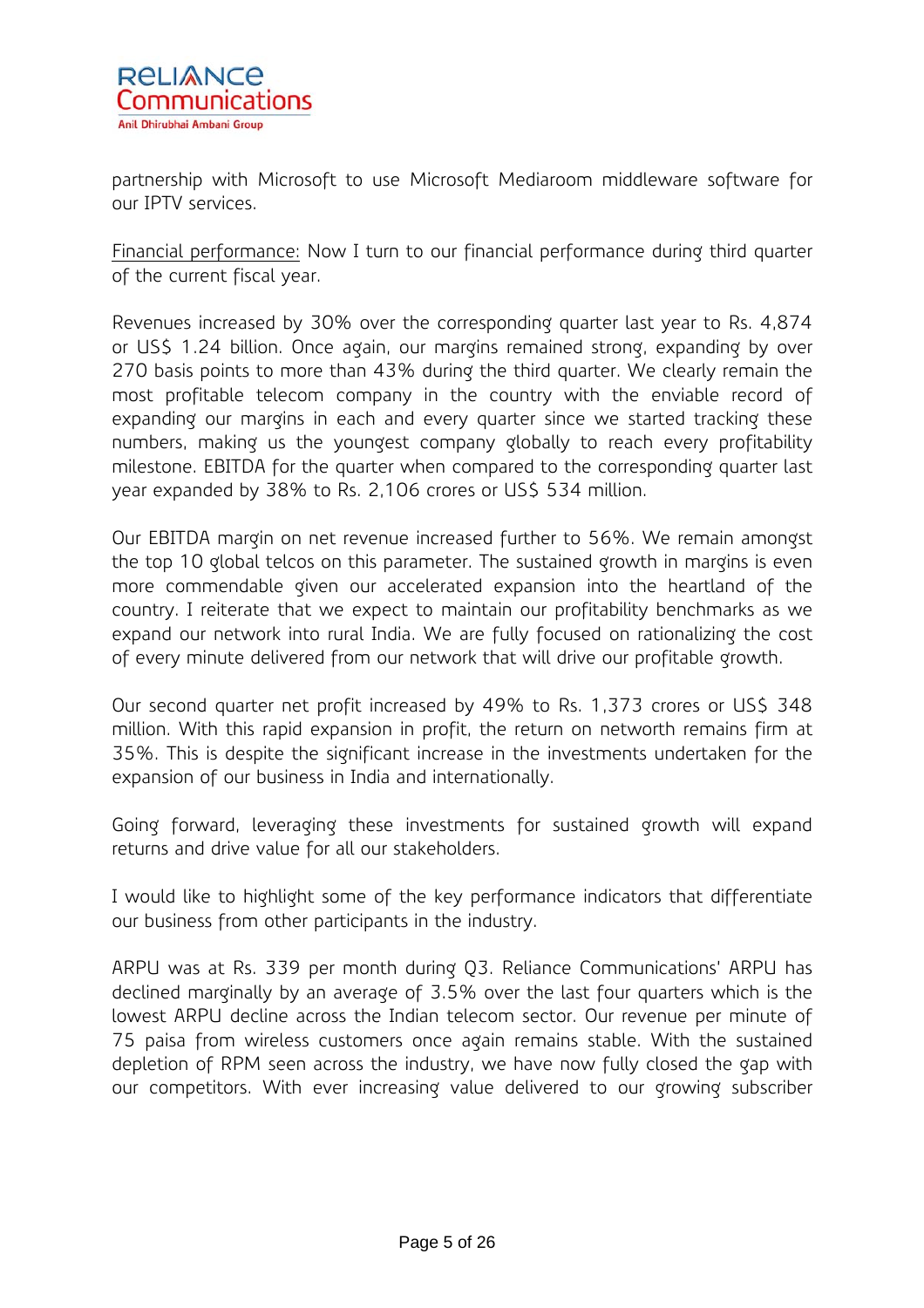partnership with Microsoft to use Microsoft Mediaroom middleware software for our IPTV services.

Financial performance: Now I turn to our financial performance during third quarter of the current fiscal year.

Revenues increased by 30% over the corresponding quarter last year to Rs. 4,874 or US$ 1.24 billion. Once again, our margins remained strong, expanding by over 270 basis points to more than 43% during the third quarter. We clearly remain the most profitable telecom company in the country with the enviable record of expanding our margins in each and every quarter since we started tracking these numbers, making us the youngest company globally to reach every profitability milestone. EBITDA for the quarter when compared to the corresponding quarter last year expanded by 38% to Rs. 2,106 crores or US$ 534 million.

Our EBITDA margin on net revenue increased further to 56%. We remain amongst the top 10 global telcos on this parameter. The sustained growth in margins is even more commendable given our accelerated expansion into the heartland of the country. I reiterate that we expect to maintain our profitability benchmarks as we expand our network into rural India. We are fully focused on rationalizing the cost of every minute delivered from our network that will drive our profitable growth.

Our second quarter net profit increased by 49% to Rs. 1,373 crores or US$ 348 million. With this rapid expansion in profit, the return on networth remains firm at 35%. This is despite the significant increase in the investments undertaken for the expansion of our business in India and internationally.

Going forward, leveraging these investments for sustained growth will expand returns and drive value for all our stakeholders.

I would like to highlight some of the key performance indicators that differentiate our business from other participants in the industry.

ARPU was at Rs. 339 per month during Q3. Reliance Communications' ARPU has declined marginally by an average of 3.5% over the last four quarters which is the lowest ARPU decline across the Indian telecom sector. Our revenue per minute of 75 paisa from wireless customers once again remains stable. With the sustained depletion of RPM seen across the industry, we have now fully closed the gap with our competitors. With ever increasing value delivered to our growing subscriber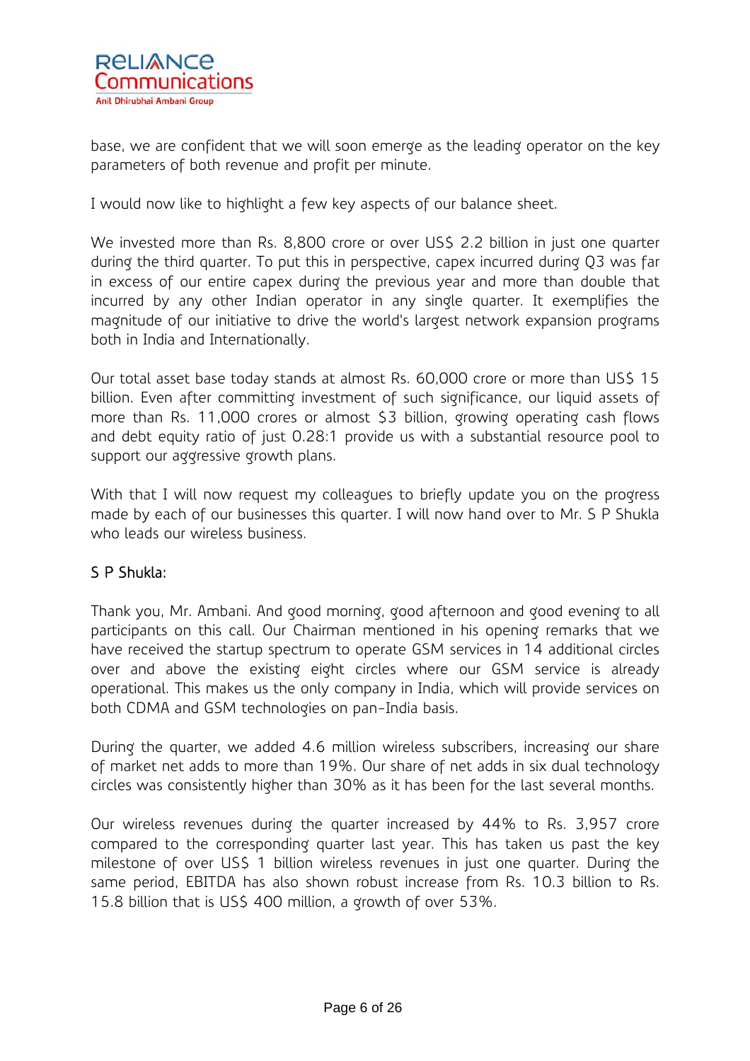base, we are confident that we will soon emerge as the leading operator on the key parameters of both revenue and profit per minute.

I would now like to highlight a few key aspects of our balance sheet.

We invested more than Rs. 8,800 crore or over US$ 2.2 billion in just one quarter during the third quarter. To put this in perspective, capex incurred during Q3 was far in excess of our entire capex during the previous year and more than double that incurred by any other Indian operator in any single quarter. It exemplifies the magnitude of our initiative to drive the world's largest network expansion programs both in India and Internationally.

Our total asset base today stands at almost Rs. 60,000 crore or more than US$ 15 billion. Even after committing investment of such significance, our liquid assets of more than Rs. 11,000 crores or almost $3 billion, growing operating cash flows and debt equity ratio of just 0.28:1 provide us with a substantial resource pool to support our aggressive growth plans.

With that I will now request my colleagues to briefly update you on the progress made by each of our businesses this quarter. I will now hand over to Mr. S P Shukla who leads our wireless business.

**S P Shukla:**

Thank you, Mr. Ambani. And good morning, good afternoon and good evening to all participants on this call. Our Chairman mentioned in his opening remarks that we have received the startup spectrum to operate GSM services in 14 additional circles over and above the existing eight circles where our GSM service is already operational. This makes us the only company in India, which will provide services on both CDMA and GSM technologies on pan-India basis.

During the quarter, we added 4.6 million wireless subscribers, increasing our share of market net adds to more than 19%. Our share of net adds in six dual technology circles was consistently higher than 30% as it has been for the last several months.

Our wireless revenues during the quarter increased by 44% to Rs. 3,957 crore compared to the corresponding quarter last year. This has taken us past the key milestone of over US$ 1 billion wireless revenues in just one quarter. During the same period, EBITDA has also shown robust increase from Rs. 10.3 billion to Rs. 15.8 billion that is US$ 400 million, a growth of over 53%.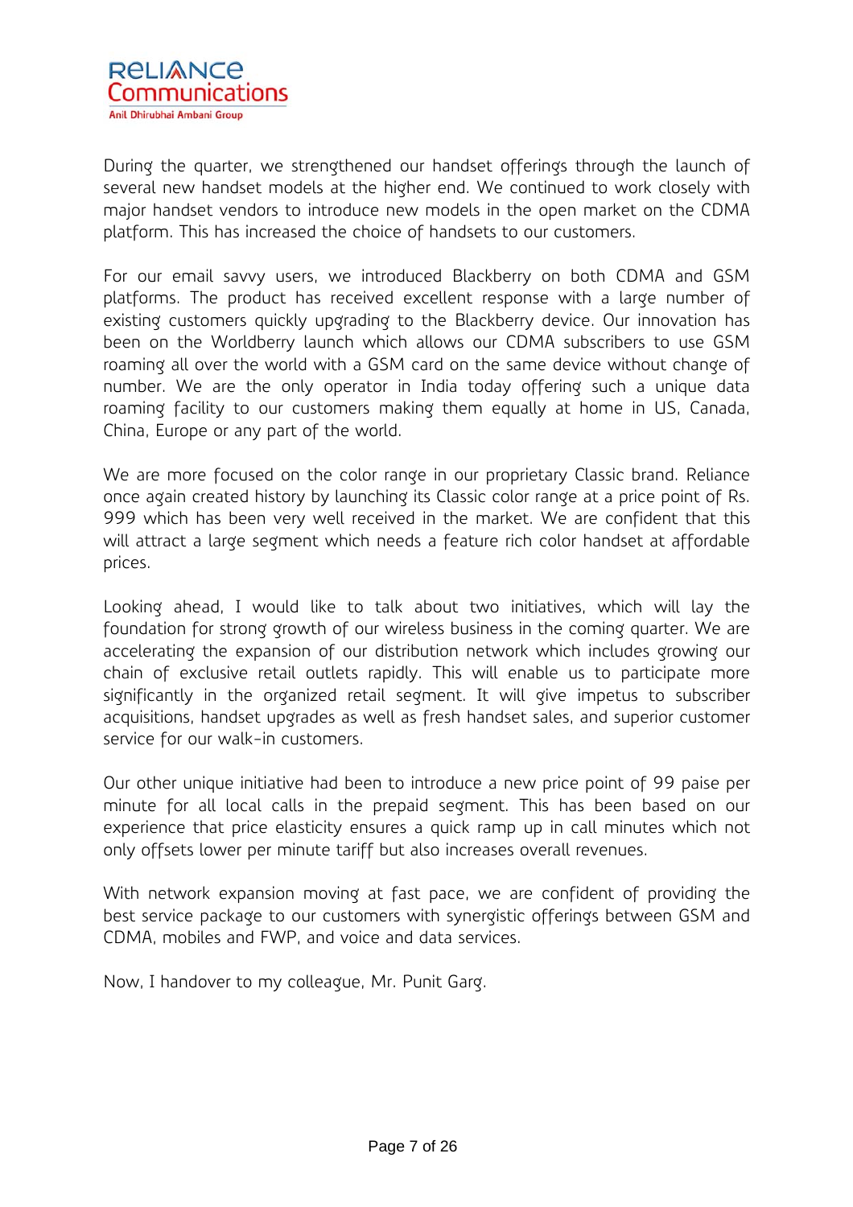During the quarter, we strengthened our handset offerings through the launch of several new handset models at the higher end. We continued to work closely with major handset vendors to introduce new models in the open market on the CDMA platform. This has increased the choice of handsets to our customers.

For our email savvy users, we introduced Blackberry on both CDMA and GSM platforms. The product has received excellent response with a large number of existing customers quickly upgrading to the Blackberry device. Our innovation has been on the Worldberry launch which allows our CDMA subscribers to use GSM roaming all over the world with a GSM card on the same device without change of number. We are the only operator in India today offering such a unique data roaming facility to our customers making them equally at home in US, Canada, China, Europe or any part of the world.

We are more focused on the color range in our proprietary Classic brand. Reliance once again created history by launching its Classic color range at a price point of Rs. 999 which has been very well received in the market. We are confident that this will attract a large segment which needs a feature rich color handset at affordable prices.

Looking ahead, I would like to talk about two initiatives, which will lay the foundation for strong growth of our wireless business in the coming quarter. We are accelerating the expansion of our distribution network which includes growing our chain of exclusive retail outlets rapidly. This will enable us to participate more significantly in the organized retail segment. It will give impetus to subscriber acquisitions, handset upgrades as well as fresh handset sales, and superior customer service for our walk-in customers.

Our other unique initiative had been to introduce a new price point of 99 paise per minute for all local calls in the prepaid segment. This has been based on our experience that price elasticity ensures a quick ramp up in call minutes which not only offsets lower per minute tariff but also increases overall revenues.

With network expansion moving at fast pace, we are confident of providing the best service package to our customers with synergistic offerings between GSM and CDMA, mobiles and FWP, and voice and data services.

Now, I handover to my colleague, Mr. Punit Garg.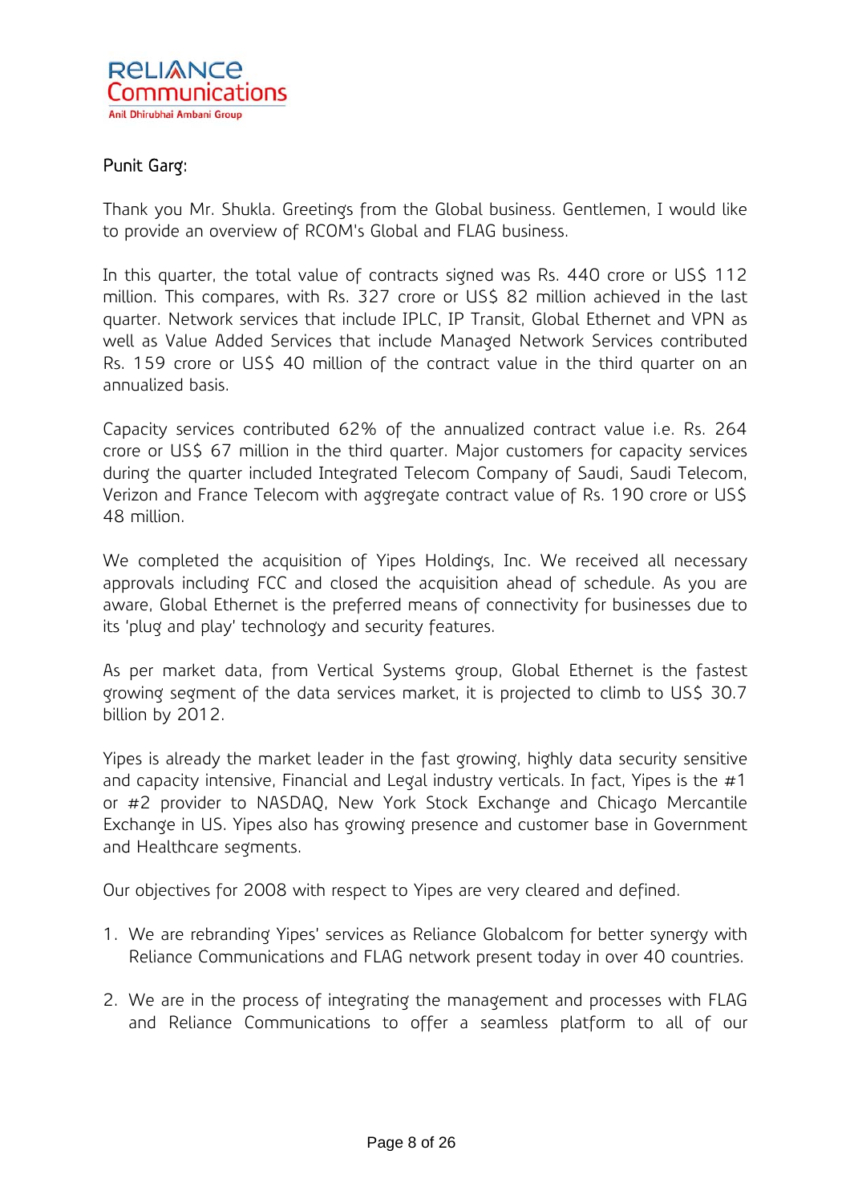Punit Garg:

Thank you Mr. Shukla. Greetings from the Global business. Gentlemen, I would like to provide an overview of RCOM's Global and FLAG business.

In this quarter, the total value of contracts signed was Rs. 440 crore or US$ 112 million. This compares, with Rs. 327 crore or US$ 82 million achieved in the last quarter. Network services that include IPLC, IP Transit, Global Ethernet and VPN as well as Value Added Services that include Managed Network Services contributed Rs. 159 crore or US$ 40 million of the contract value in the third quarter on an annualized basis.

Capacity services contributed 62% of the annualized contract value i.e. Rs. 264 crore or US$ 67 million in the third quarter. Major customers for capacity services during the quarter included Integrated Telecom Company of Saudi, Saudi Telecom, Verizon and France Telecom with aggregate contract value of Rs. 190 crore or US$ 48 million.

We completed the acquisition of Yipes Holdings, Inc. We received all necessary approvals including FCC and closed the acquisition ahead of schedule. As you are aware, Global Ethernet is the preferred means of connectivity for businesses due to its 'plug and play' technology and security features.

As per market data, from Vertical Systems group, Global Ethernet is the fastest growing segment of the data services market, it is projected to climb to US$ 30.7 billion by 2012.

Yipes is already the market leader in the fast growing, highly data security sensitive and capacity intensive, Financial and Legal industry verticals. In fact, Yipes is the #1 or #2 provider to NASDAQ, New York Stock Exchange and Chicago Mercantile Exchange in US. Yipes also has growing presence and customer base in Government and Healthcare segments.

Our objectives for 2008 with respect to Yipes are very cleared and defined.

1. We are rebranding Yipes' services as Reliance Globalcom for better synergy with Reliance Communications and FLAG network present today in over 40 countries.

2. We are in the process of integrating the management and processes with FLAG and Reliance Communications to offer a seamless platform to all of our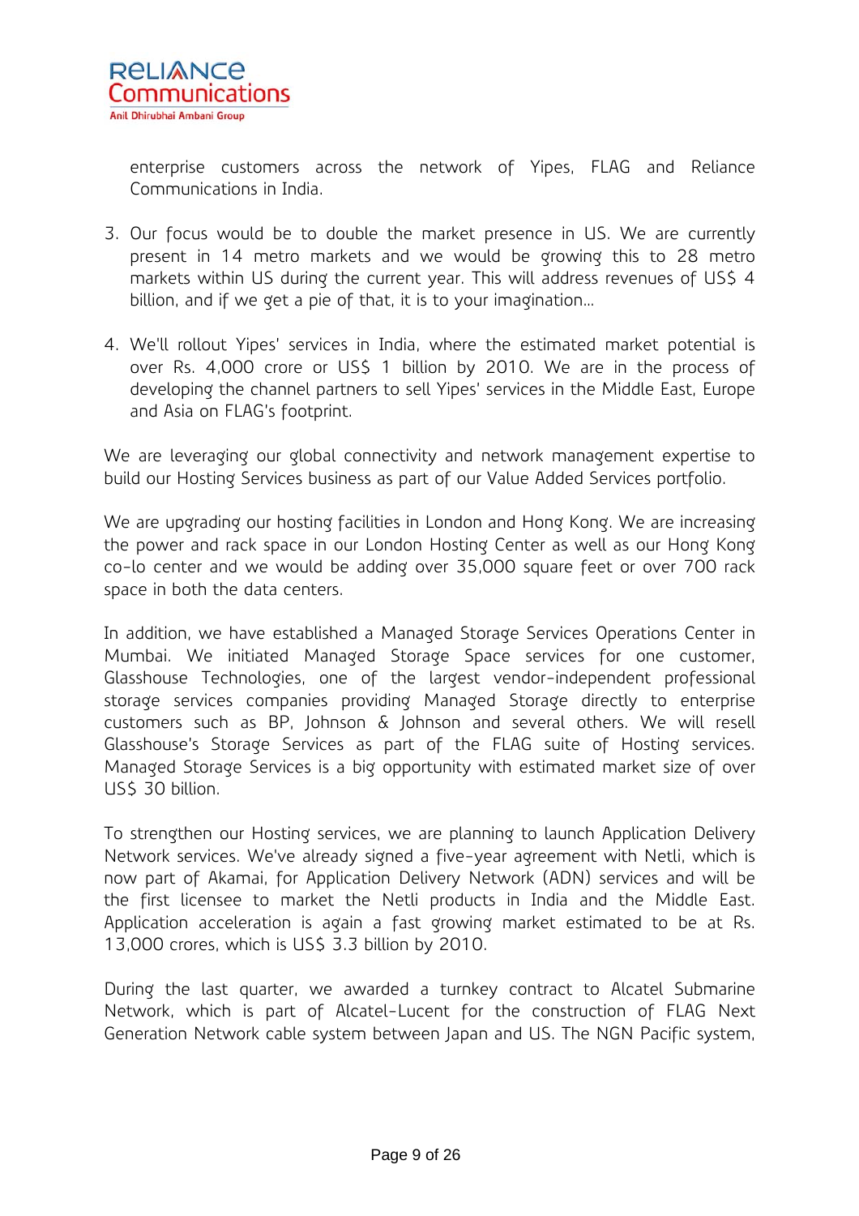enterprise customers across the network of Yipes, FLAG and Reliance Communications in India.

3. Our focus would be to double the market presence in US. We are currently present in 14 metro markets and we would be growing this to 28 metro markets within US during the current year. This will address revenues of US$ 4 billion, and if we get a pie of that, it is to your imagination…

4. We'll rollout Yipes' services in India, where the estimated market potential is over Rs. 4,000 crore or US$ 1 billion by 2010. We are in the process of developing the channel partners to sell Yipes' services in the Middle East, Europe and Asia on FLAG's footprint.

We are leveraging our global connectivity and network management expertise to build our Hosting Services business as part of our Value Added Services portfolio.

We are upgrading our hosting facilities in London and Hong Kong. We are increasing the power and rack space in our London Hosting Center as well as our Hong Kong co-lo center and we would be adding over 35,000 square feet or over 700 rack space in both the data centers.

In addition, we have established a Managed Storage Services Operations Center in Mumbai. We initiated Managed Storage Space services for one customer, Glasshouse Technologies, one of the largest vendor-independent professional storage services companies providing Managed Storage directly to enterprise customers such as BP, Johnson & Johnson and several others. We will resell Glasshouse's Storage Services as part of the FLAG suite of Hosting services. Managed Storage Services is a big opportunity with estimated market size of over US$ 30 billion.

To strengthen our Hosting services, we are planning to launch Application Delivery Network services. We've already signed a five-year agreement with Netli, which is now part of Akamai, for Application Delivery Network (ADN) services and will be the first licensee to market the Netli products in India and the Middle East. Application acceleration is again a fast growing market estimated to be at Rs. 13,000 crores, which is US$ 3.3 billion by 2010.

During the last quarter, we awarded a turnkey contract to Alcatel Submarine Network, which is part of Alcatel-Lucent for the construction of FLAG Next Generation Network cable system between Japan and US. The NGN Pacific system,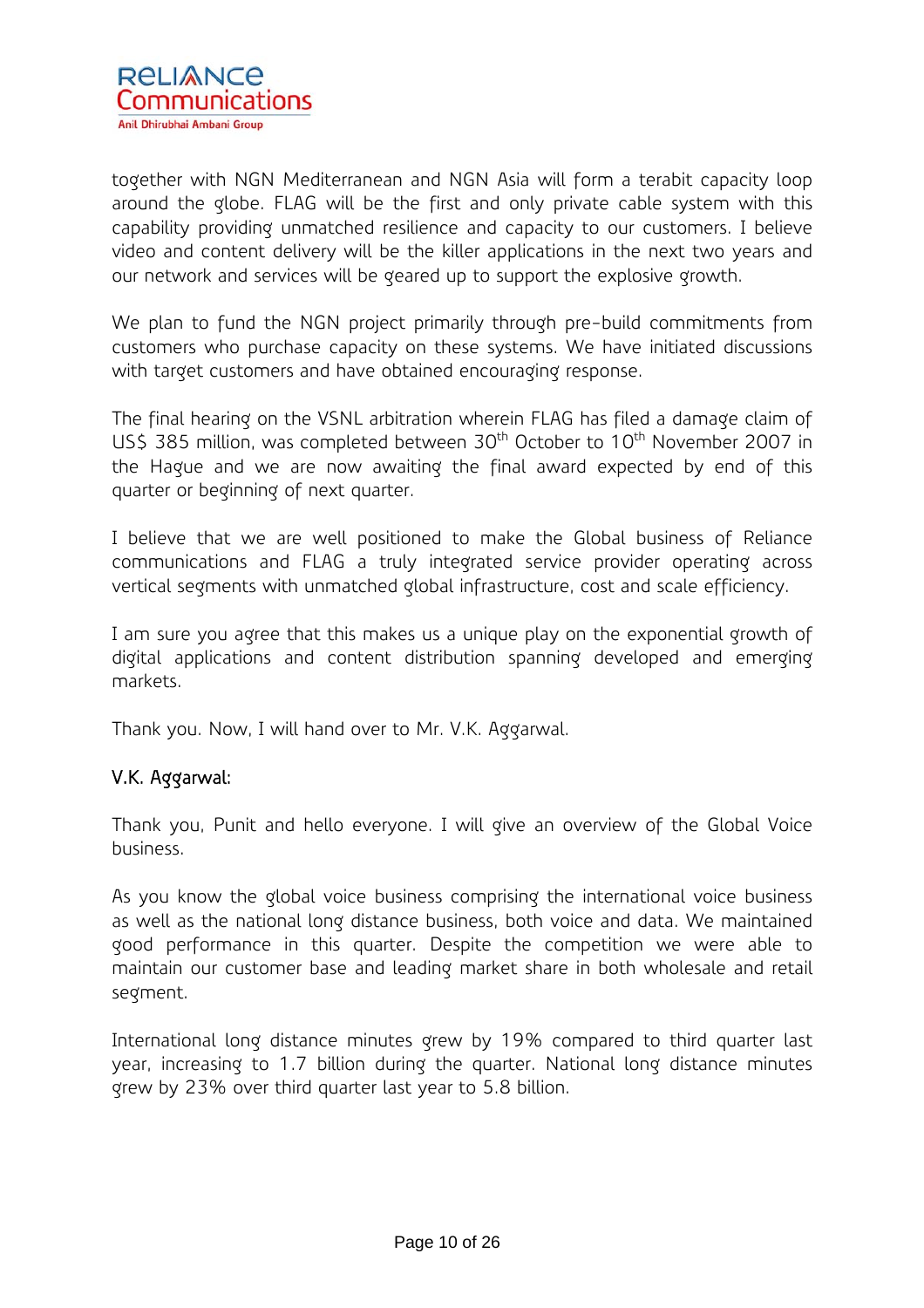together with NGN Mediterranean and NGN Asia will form a terabit capacity loop around the globe. FLAG will be the first and only private cable system with this capability providing unmatched resilience and capacity to our customers. I believe video and content delivery will be the killer applications in the next two years and our network and services will be geared up to support the explosive growth.

We plan to fund the NGN project primarily through pre-build commitments from customers who purchase capacity on these systems. We have initiated discussions with target customers and have obtained encouraging response.

The final hearing on the VSNL arbitration wherein FLAG has filed a damage claim of US$ 385 million, was completed between 30th October to 10th November 2007 in the Hague and we are now awaiting the final award expected by end of this quarter or beginning of next quarter.

I believe that we are well positioned to make the Global business of Reliance communications and FLAG a truly integrated service provider operating across vertical segments with unmatched global infrastructure, cost and scale efficiency.

I am sure you agree that this makes us a unique play on the exponential growth of digital applications and content distribution spanning developed and emerging markets.

Thank you. Now, I will hand over to Mr. V.K. Aggarwal.

**V.K. Aggarwal:**

Thank you, Punit and hello everyone. I will give an overview of the Global Voice business.

As you know the global voice business comprising the international voice business as well as the national long distance business, both voice and data. We maintained good performance in this quarter. Despite the competition we were able to maintain our customer base and leading market share in both wholesale and retail segment.

International long distance minutes grew by 19% compared to third quarter last year, increasing to 1.7 billion during the quarter. National long distance minutes grew by 23% over third quarter last year to 5.8 billion.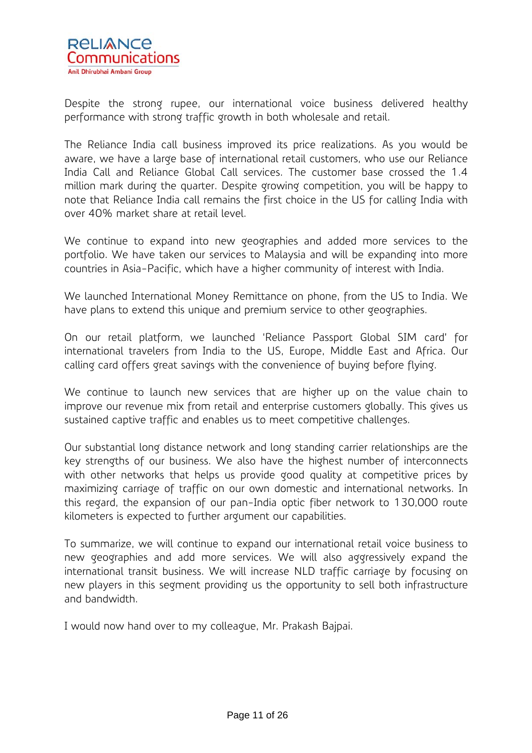Despite the strong rupee, our international voice business delivered healthy performance with strong traffic growth in both wholesale and retail.

The Reliance India call business improved its price realizations. As you would be aware, we have a large base of international retail customers, who use our Reliance India Call and Reliance Global Call services. The customer base crossed the 1.4 million mark during the quarter. Despite growing competition, you will be happy to note that Reliance India call remains the first choice in the US for calling India with over 40% market share at retail level.

We continue to expand into new geographies and added more services to the portfolio. We have taken our services to Malaysia and will be expanding into more countries in Asia-Pacific, which have a higher community of interest with India.

We launched International Money Remittance on phone, from the US to India. We have plans to extend this unique and premium service to other geographies.

On our retail platform, we launched 'Reliance Passport Global SIM card' for international travelers from India to the US, Europe, Middle East and Africa. Our calling card offers great savings with the convenience of buying before flying.

We continue to launch new services that are higher up on the value chain to improve our revenue mix from retail and enterprise customers globally. This gives us sustained captive traffic and enables us to meet competitive challenges.

Our substantial long distance network and long standing carrier relationships are the key strengths of our business. We also have the highest number of interconnects with other networks that helps us provide good quality at competitive prices by maximizing carriage of traffic on our own domestic and international networks. In this regard, the expansion of our pan-India optic fiber network to 130,000 route kilometers is expected to further argument our capabilities.

To summarize, we will continue to expand our international retail voice business to new geographies and add more services. We will also aggressively expand the international transit business. We will increase NLD traffic carriage by focusing on new players in this segment providing us the opportunity to sell both infrastructure and bandwidth.

I would now hand over to my colleague, Mr. Prakash Bajpai.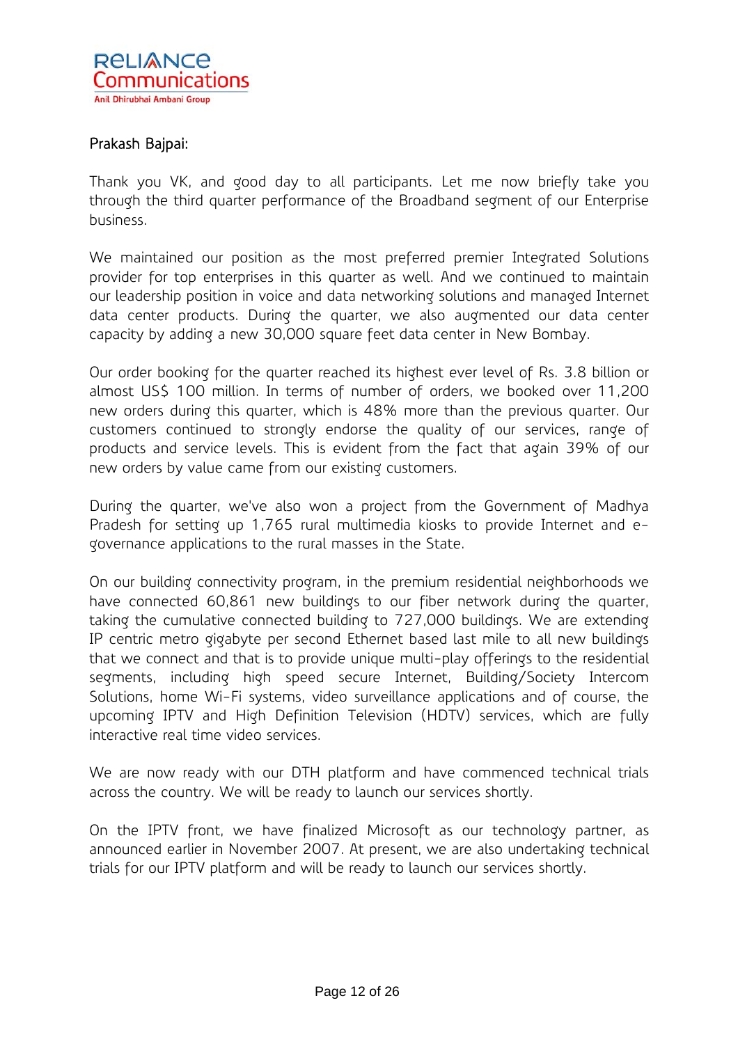**Prakash Bajpai:**

Thank you VK, and good day to all participants. Let me now briefly take you through the third quarter performance of the Broadband segment of our Enterprise business.

We maintained our position as the most preferred premier Integrated Solutions provider for top enterprises in this quarter as well. And we continued to maintain our leadership position in voice and data networking solutions and managed Internet data center products. During the quarter, we also augmented our data center capacity by adding a new 30,000 square feet data center in New Bombay.

Our order booking for the quarter reached its highest ever level of Rs. 3.8 billion or almost US$ 100 million. In terms of number of orders, we booked over 11,200 new orders during this quarter, which is 48% more than the previous quarter. Our customers continued to strongly endorse the quality of our services, range of products and service levels. This is evident from the fact that again 39% of our new orders by value came from our existing customers.

During the quarter, we've also won a project from the Government of Madhya Pradesh for setting up 1,765 rural multimedia kiosks to provide Internet and e-governance applications to the rural masses in the State.

On our building connectivity program, in the premium residential neighborhoods we have connected 60,861 new buildings to our fiber network during the quarter, taking the cumulative connected building to 727,000 buildings. We are extending IP centric metro gigabyte per second Ethernet based last mile to all new buildings that we connect and that is to provide unique multi-play offerings to the residential segments, including high speed secure Internet, Building/Society Intercom Solutions, home Wi-Fi systems, video surveillance applications and of course, the upcoming IPTV and High Definition Television (HDTV) services, which are fully interactive real time video services.

We are now ready with our DTH platform and have commenced technical trials across the country. We will be ready to launch our services shortly.

On the IPTV front, we have finalized Microsoft as our technology partner, as announced earlier in November 2007. At present, we are also undertaking technical trials for our IPTV platform and will be ready to launch our services shortly.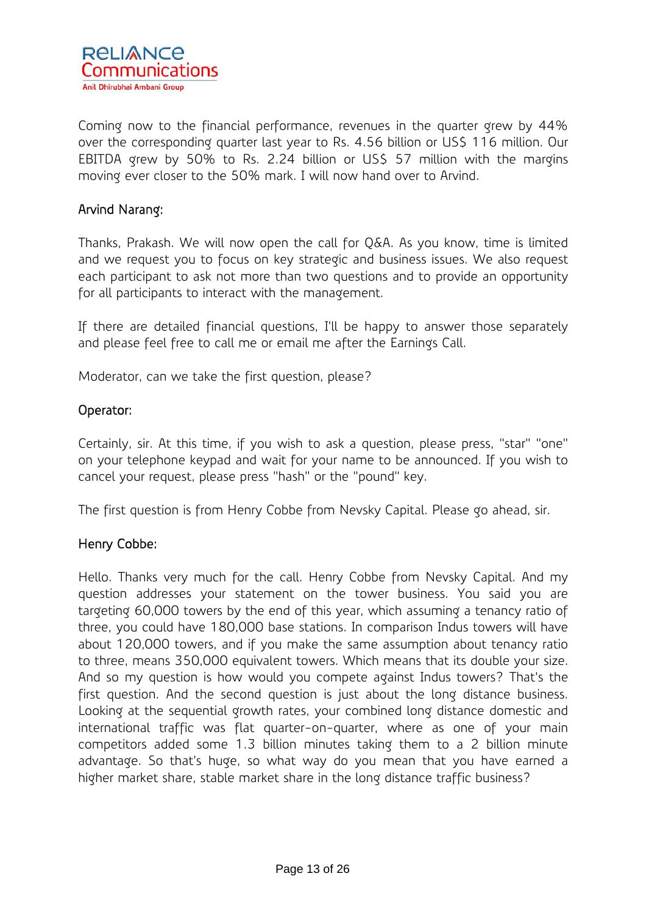Coming now to the financial performance, revenues in the quarter grew by 44% over the corresponding quarter last year to Rs. 4.56 billion or US$ 116 million. Our EBITDA grew by 50% to Rs. 2.24 billion or US$ 57 million with the margins moving ever closer to the 50% mark. I will now hand over to Arvind.

**Arvind Narang:**

Thanks, Prakash. We will now open the call for Q&A. As you know, time is limited and we request you to focus on key strategic and business issues. We also request each participant to ask not more than two questions and to provide an opportunity for all participants to interact with the management.

If there are detailed financial questions, I'll be happy to answer those separately and please feel free to call me or email me after the Earnings Call.

Moderator, can we take the first question, please?

**Operator:**

Certainly, sir. At this time, if you wish to ask a question, please press, "star" "one" on your telephone keypad and wait for your name to be announced. If you wish to cancel your request, please press "hash" or the "pound" key.

The first question is from Henry Cobbe from Nevsky Capital. Please go ahead, sir.

**Henry Cobbe:**

Hello. Thanks very much for the call. Henry Cobbe from Nevsky Capital. And my question addresses your statement on the tower business. You said you are targeting 60,000 towers by the end of this year, which assuming a tenancy ratio of three, you could have 180,000 base stations. In comparison Indus towers will have about 120,000 towers, and if you make the same assumption about tenancy ratio to three, means 350,000 equivalent towers. Which means that its double your size. And so my question is how would you compete against Indus towers? That's the first question. And the second question is just about the long distance business. Looking at the sequential growth rates, your combined long distance domestic and international traffic was flat quarter-on-quarter, where as one of your main competitors added some 1.3 billion minutes taking them to a 2 billion minute advantage. So that's huge, so what way do you mean that you have earned a higher market share, stable market share in the long distance traffic business?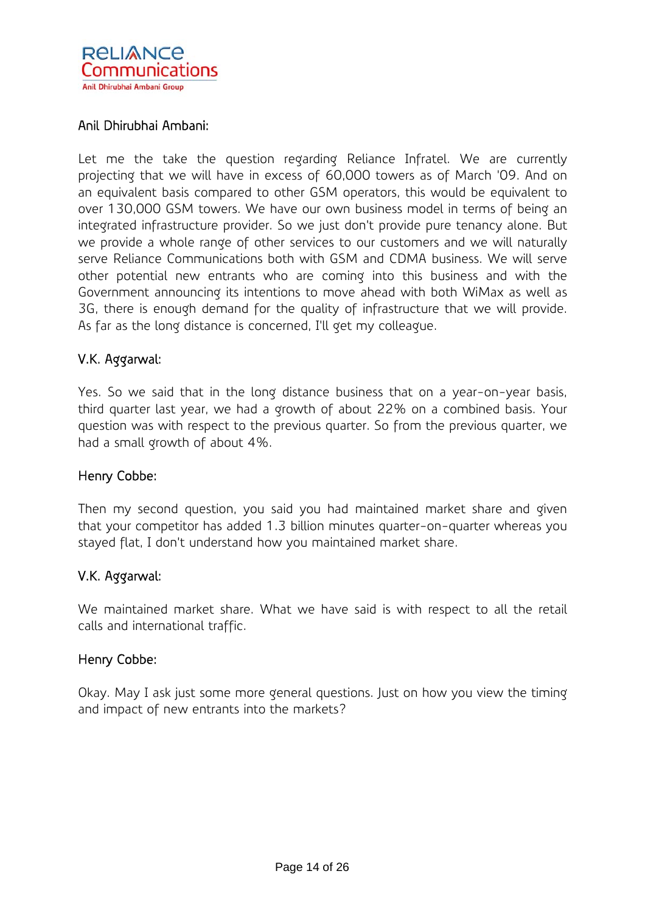**Anil Dhirubhai Ambani:**

Let me the take the question regarding Reliance Infratel. We are currently projecting that we will have in excess of 60,000 towers as of March '09. And on an equivalent basis compared to other GSM operators, this would be equivalent to over 130,000 GSM towers. We have our own business model in terms of being an integrated infrastructure provider. So we just don't provide pure tenancy alone. But we provide a whole range of other services to our customers and we will naturally serve Reliance Communications both with GSM and CDMA business. We will serve other potential new entrants who are coming into this business and with the Government announcing its intentions to move ahead with both WiMax as well as 3G, there is enough demand for the quality of infrastructure that we will provide. As far as the long distance is concerned, I'll get my colleague.

**V.K. Aggarwal:**

Yes. So we said that in the long distance business that on a year-on-year basis, third quarter last year, we had a growth of about 22% on a combined basis. Your question was with respect to the previous quarter. So from the previous quarter, we had a small growth of about 4%.

**Henry Cobbe:**

Then my second question, you said you had maintained market share and given that your competitor has added 1.3 billion minutes quarter-on-quarter whereas you stayed flat, I don't understand how you maintained market share.

**V.K. Aggarwal:**

We maintained market share. What we have said is with respect to all the retail calls and international traffic.

**Henry Cobbe:**

Okay. May I ask just some more general questions. Just on how you view the timing and impact of new entrants into the markets?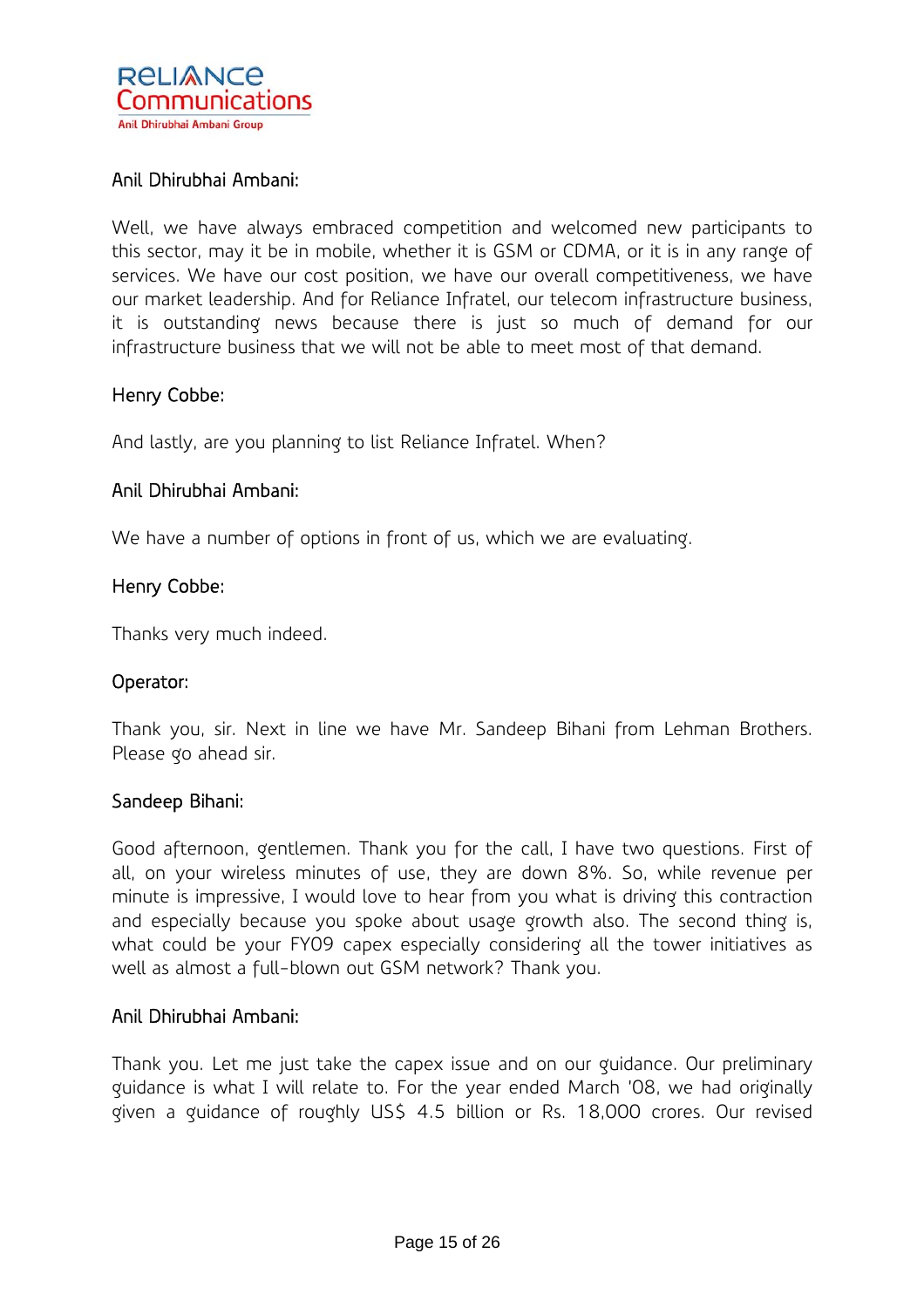Anil Dhirubhai Ambani:

Well, we have always embraced competition and welcomed new participants to this sector, may it be in mobile, whether it is GSM or CDMA, or it is in any range of services. We have our cost position, we have our overall competitiveness, we have our market leadership. And for Reliance Infratel, our telecom infrastructure business, it is outstanding news because there is just so much of demand for our infrastructure business that we will not be able to meet most of that demand.

Henry Cobbe:

And lastly, are you planning to list Reliance Infratel. When?

Anil Dhirubhai Ambani:

We have a number of options in front of us, which we are evaluating.

Henry Cobbe:

Thanks very much indeed.

Operator:

Thank you, sir. Next in line we have Mr. Sandeep Bihani from Lehman Brothers. Please go ahead sir.

Sandeep Bihani:

Good afternoon, gentlemen. Thank you for the call, I have two questions. First of all, on your wireless minutes of use, they are down 8%. So, while revenue per minute is impressive, I would love to hear from you what is driving this contraction and especially because you spoke about usage growth also. The second thing is, what could be your FY09 capex especially considering all the tower initiatives as well as almost a full-blown out GSM network? Thank you.

Anil Dhirubhai Ambani:

Thank you. Let me just take the capex issue and on our guidance. Our preliminary guidance is what I will relate to. For the year ended March '08, we had originally given a guidance of roughly US$ 4.5 billion or Rs. 18,000 crores. Our revised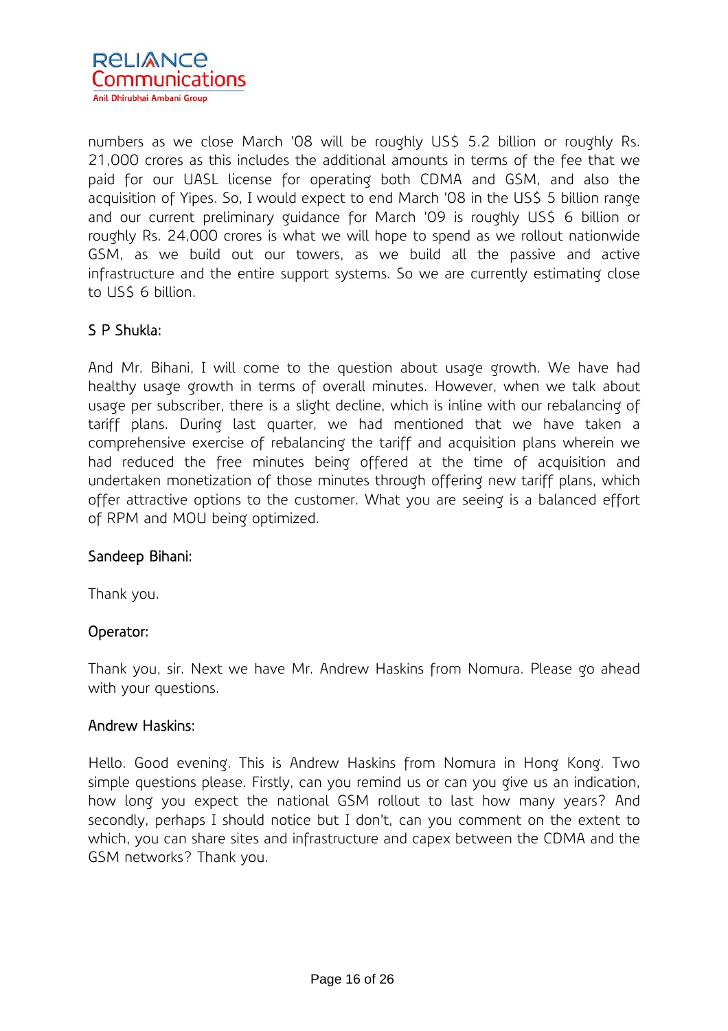numbers as we close March '08 will be roughly US$ 5.2 billion or roughly Rs. 21,000 crores as this includes the additional amounts in terms of the fee that we paid for our UASL license for operating both CDMA and GSM, and also the acquisition of Yipes. So, I would expect to end March '08 in the US$ 5 billion range and our current preliminary guidance for March '09 is roughly US$ 6 billion or roughly Rs. 24,000 crores is what we will hope to spend as we rollout nationwide GSM, as we build out our towers, as we build all the passive and active infrastructure and the entire support systems. So we are currently estimating close to US$ 6 billion.

S P Shukla:

And Mr. Bihani, I will come to the question about usage growth. We have had healthy usage growth in terms of overall minutes. However, when we talk about usage per subscriber, there is a slight decline, which is inline with our rebalancing of tariff plans. During last quarter, we had mentioned that we have taken a comprehensive exercise of rebalancing the tariff and acquisition plans wherein we had reduced the free minutes being offered at the time of acquisition and undertaken monetization of those minutes through offering new tariff plans, which offer attractive options to the customer. What you are seeing is a balanced effort of RPM and MOU being optimized.

Sandeep Bihani:

Thank you.

Operator:

Thank you, sir. Next we have Mr. Andrew Haskins from Nomura. Please go ahead with your questions.

Andrew Haskins:

Hello. Good evening. This is Andrew Haskins from Nomura in Hong Kong. Two simple questions please. Firstly, can you remind us or can you give us an indication, how long you expect the national GSM rollout to last how many years? And secondly, perhaps I should notice but I don't, can you comment on the extent to which, you can share sites and infrastructure and capex between the CDMA and the GSM networks? Thank you.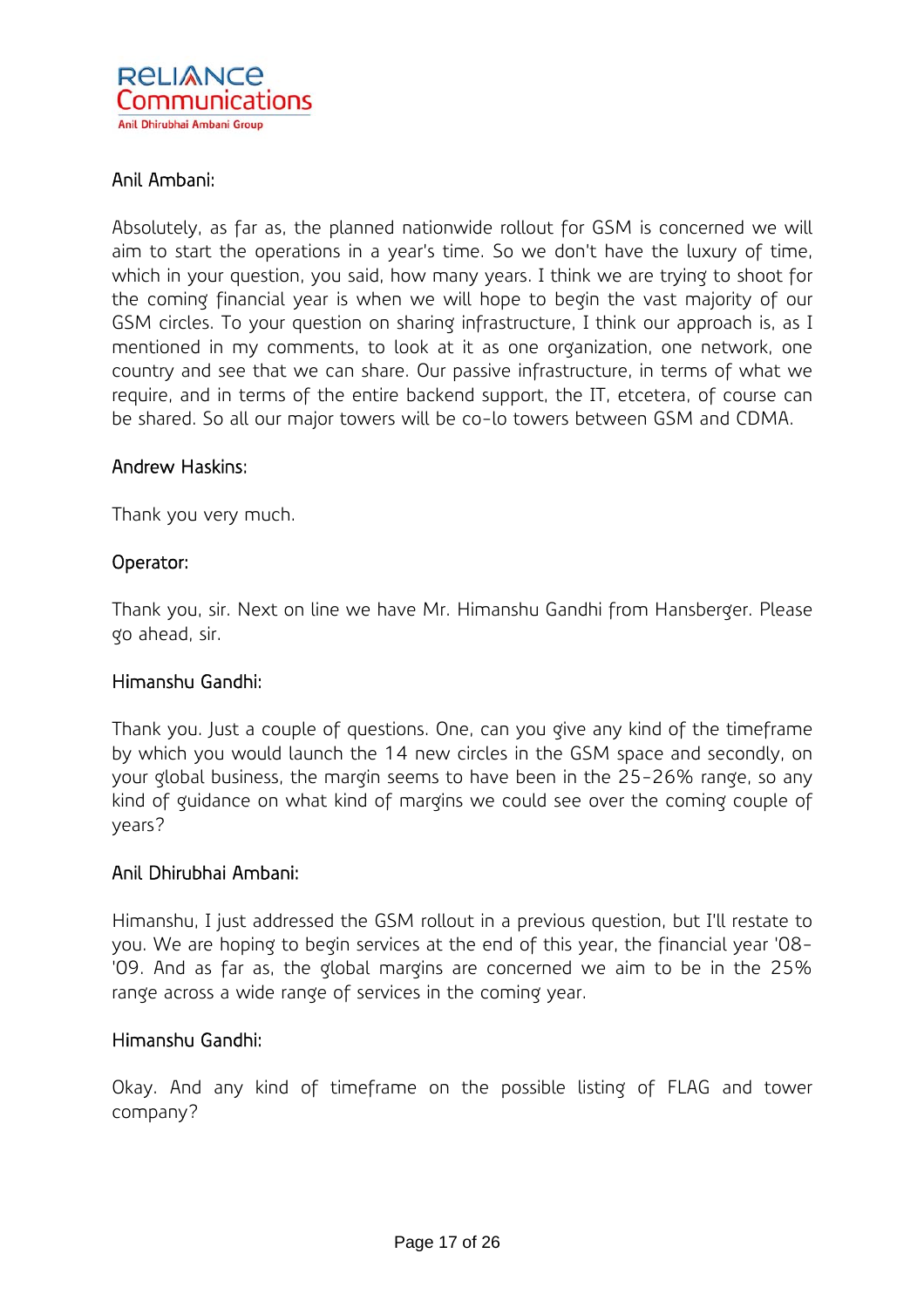**Anil Ambani:**

Absolutely, as far as, the planned nationwide rollout for GSM is concerned we will aim to start the operations in a year's time. So we don't have the luxury of time, which in your question, you said, how many years. I think we are trying to shoot for the coming financial year is when we will hope to begin the vast majority of our GSM circles. To your question on sharing infrastructure, I think our approach is, as I mentioned in my comments, to look at it as one organization, one network, one country and see that we can share. Our passive infrastructure, in terms of what we require, and in terms of the entire backend support, the IT, etcetera, of course can be shared. So all our major towers will be co-lo towers between GSM and CDMA.

**Andrew Haskins:**

Thank you very much.

**Operator:**

Thank you, sir. Next on line we have Mr. Himanshu Gandhi from Hansberger. Please go ahead, sir.

**Himanshu Gandhi:**

Thank you. Just a couple of questions. One, can you give any kind of the timeframe by which you would launch the 14 new circles in the GSM space and secondly, on your global business, the margin seems to have been in the 25-26% range, so any kind of guidance on what kind of margins we could see over the coming couple of years?

**Anil Dhirubhai Ambani:**

Himanshu, I just addressed the GSM rollout in a previous question, but I'll restate to you. We are hoping to begin services at the end of this year, the financial year '08-'09. And as far as, the global margins are concerned we aim to be in the 25% range across a wide range of services in the coming year.

**Himanshu Gandhi:**

Okay. And any kind of timeframe on the possible listing of FLAG and tower company?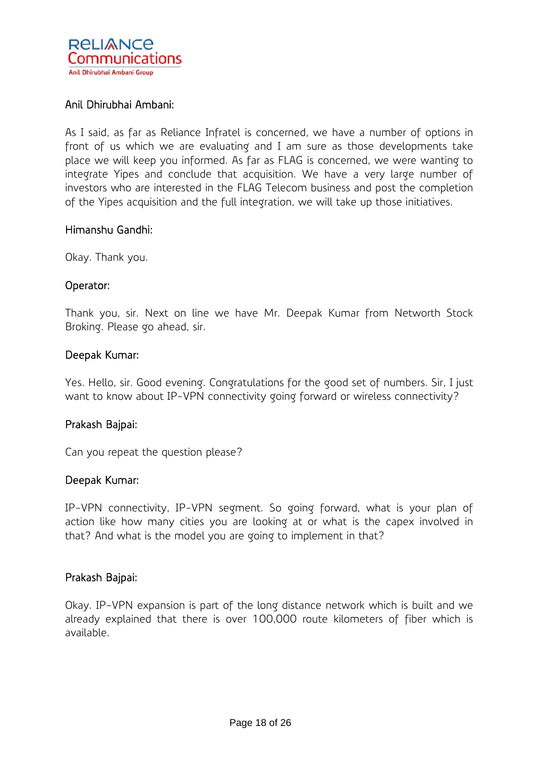Anil Dhirubhai Ambani:

As I said, as far as Reliance Infratel is concerned, we have a number of options in front of us which we are evaluating and I am sure as those developments take place we will keep you informed. As far as FLAG is concerned, we were wanting to integrate Yipes and conclude that acquisition. We have a very large number of investors who are interested in the FLAG Telecom business and post the completion of the Yipes acquisition and the full integration, we will take up those initiatives.

Himanshu Gandhi:

Okay. Thank you.

Operator:

Thank you, sir. Next on line we have Mr. Deepak Kumar from Networth Stock Broking. Please go ahead, sir.

Deepak Kumar:

Yes. Hello, sir. Good evening. Congratulations for the good set of numbers. Sir, I just want to know about IP-VPN connectivity going forward or wireless connectivity?

Prakash Bajpai:

Can you repeat the question please?

Deepak Kumar:

IP-VPN connectivity, IP-VPN segment. So going forward, what is your plan of action like how many cities you are looking at or what is the capex involved in that? And what is the model you are going to implement in that?

Prakash Bajpai:

Okay. IP-VPN expansion is part of the long distance network which is built and we already explained that there is over 100,000 route kilometers of fiber which is available.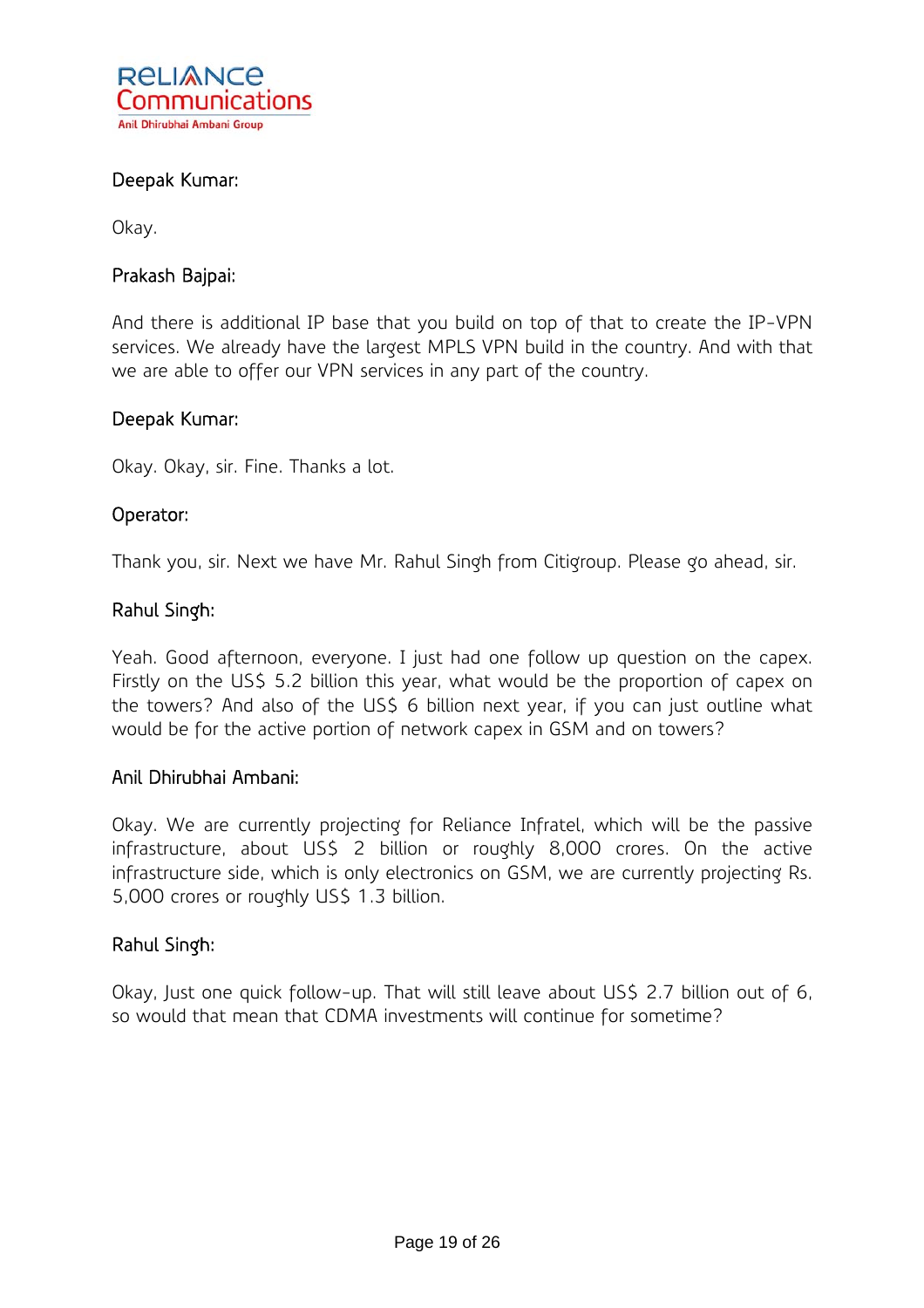**Deepak Kumar:**

Okay.

**Prakash Bajpai:**

And there is additional IP base that you build on top of that to create the IP-VPN services. We already have the largest MPLS VPN build in the country. And with that we are able to offer our VPN services in any part of the country.

**Deepak Kumar:**

Okay. Okay, sir. Fine. Thanks a lot.

**Operator:**

Thank you, sir. Next we have Mr. Rahul Singh from Citigroup. Please go ahead, sir.

**Rahul Singh:**

Yeah. Good afternoon, everyone. I just had one follow up question on the capex. Firstly on the US$ 5.2 billion this year, what would be the proportion of capex on the towers? And also of the US$ 6 billion next year, if you can just outline what would be for the active portion of network capex in GSM and on towers?

**Anil Dhirubhai Ambani:**

Okay. We are currently projecting for Reliance Infratel, which will be the passive infrastructure, about US$ 2 billion or roughly 8,000 crores. On the active infrastructure side, which is only electronics on GSM, we are currently projecting Rs. 5,000 crores or roughly US$ 1.3 billion.

**Rahul Singh:**

Okay, Just one quick follow-up. That will still leave about US$ 2.7 billion out of 6, so would that mean that CDMA investments will continue for sometime?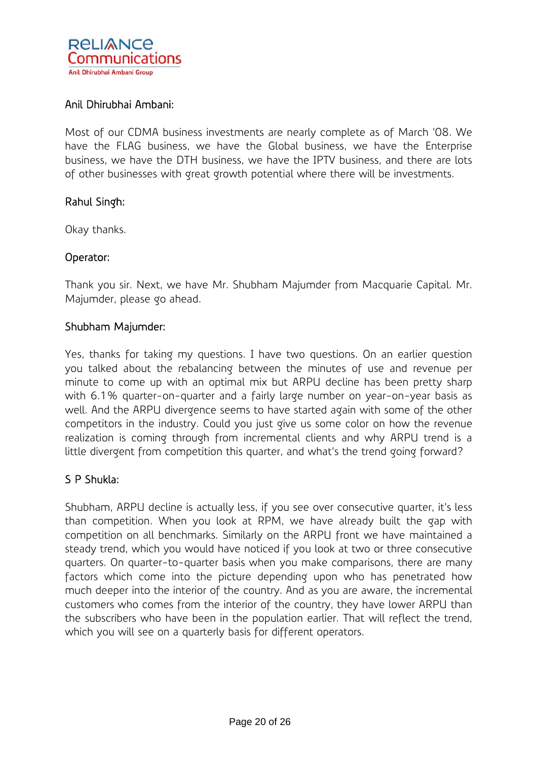**Anil Dhirubhai Ambani:**

Most of our CDMA business investments are nearly complete as of March '08. We have the FLAG business, we have the Global business, we have the Enterprise business, we have the DTH business, we have the IPTV business, and there are lots of other businesses with great growth potential where there will be investments.

**Rahul Singh:**

Okay thanks.

**Operator:**

Thank you sir. Next, we have Mr. Shubham Majumder from Macquarie Capital. Mr. Majumder, please go ahead.

**Shubham Majumder:**

Yes, thanks for taking my questions. I have two questions. On an earlier question you talked about the rebalancing between the minutes of use and revenue per minute to come up with an optimal mix but ARPU decline has been pretty sharp with 6.1% quarter-on-quarter and a fairly large number on year-on-year basis as well. And the ARPU divergence seems to have started again with some of the other competitors in the industry. Could you just give us some color on how the revenue realization is coming through from incremental clients and why ARPU trend is a little divergent from competition this quarter, and what's the trend going forward?

**S P Shukla:**

Shubham, ARPU decline is actually less, if you see over consecutive quarter, it's less than competition. When you look at RPM, we have already built the gap with competition on all benchmarks. Similarly on the ARPU front we have maintained a steady trend, which you would have noticed if you look at two or three consecutive quarters. On quarter-to-quarter basis when you make comparisons, there are many factors which come into the picture depending upon who has penetrated how much deeper into the interior of the country. And as you are aware, the incremental customers who comes from the interior of the country, they have lower ARPU than the subscribers who have been in the population earlier. That will reflect the trend, which you will see on a quarterly basis for different operators.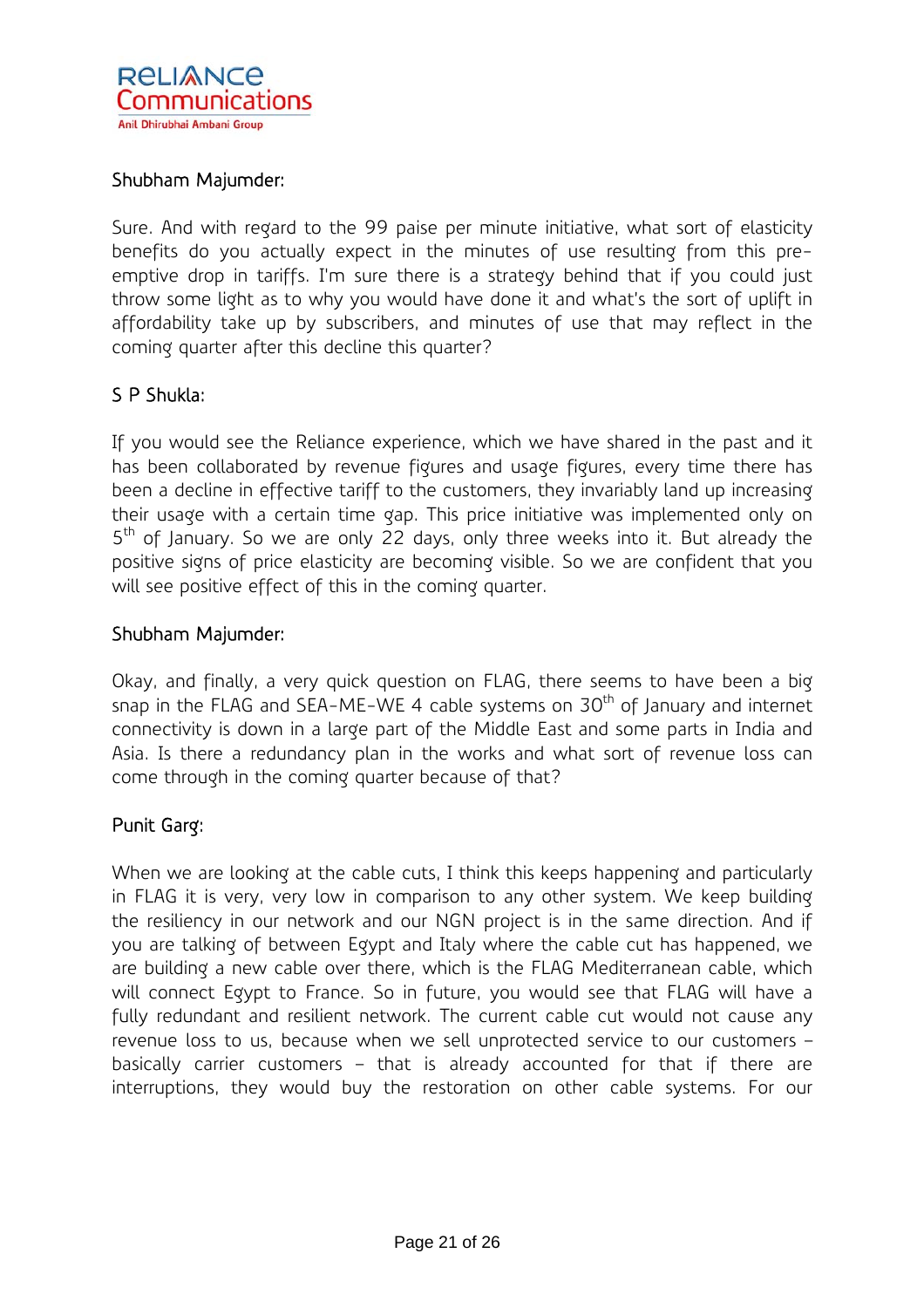Shubham Majumder:

Sure. And with regard to the 99 paise per minute initiative, what sort of elasticity benefits do you actually expect in the minutes of use resulting from this pre-emptive drop in tariffs. I'm sure there is a strategy behind that if you could just throw some light as to why you would have done it and what's the sort of uplift in affordability take up by subscribers, and minutes of use that may reflect in the coming quarter after this decline this quarter?

S P Shukla:

If you would see the Reliance experience, which we have shared in the past and it has been collaborated by revenue figures and usage figures, every time there has been a decline in effective tariff to the customers, they invariably land up increasing their usage with a certain time gap. This price initiative was implemented only on 5th of January. So we are only 22 days, only three weeks into it. But already the positive signs of price elasticity are becoming visible. So we are confident that you will see positive effect of this in the coming quarter.

Shubham Majumder:

Okay, and finally, a very quick question on FLAG, there seems to have been a big snap in the FLAG and SEA-ME-WE 4 cable systems on 30th of January and internet connectivity is down in a large part of the Middle East and some parts in India and Asia. Is there a redundancy plan in the works and what sort of revenue loss can come through in the coming quarter because of that?

Punit Garg:

When we are looking at the cable cuts, I think this keeps happening and particularly in FLAG it is very, very low in comparison to any other system. We keep building the resiliency in our network and our NGN project is in the same direction. And if you are talking of between Egypt and Italy where the cable cut has happened, we are building a new cable over there, which is the FLAG Mediterranean cable, which will connect Egypt to France. So in future, you would see that FLAG will have a fully redundant and resilient network. The current cable cut would not cause any revenue loss to us, because when we sell unprotected service to our customers – basically carrier customers – that is already accounted for that if there are interruptions, they would buy the restoration on other cable systems. For our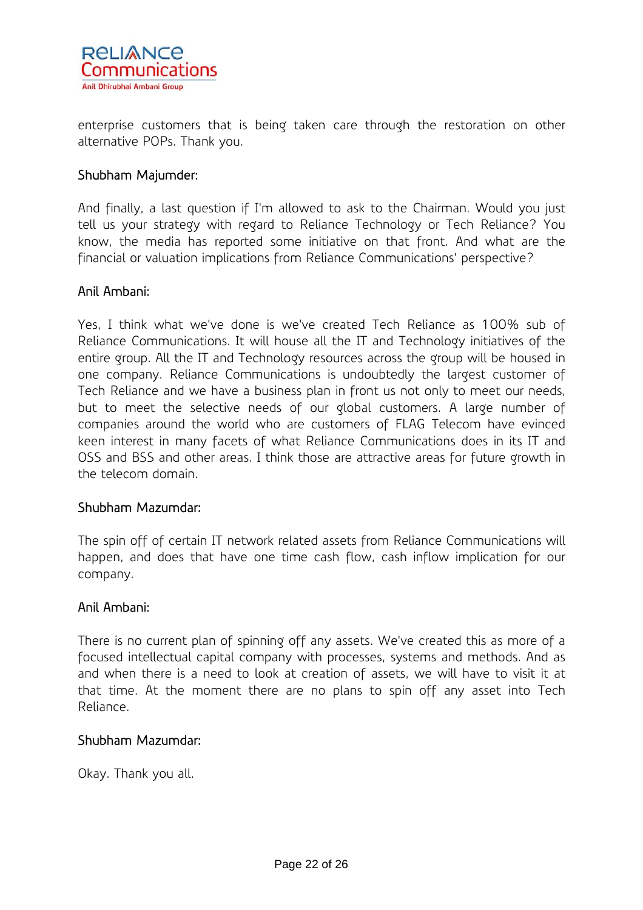enterprise customers that is being taken care through the restoration on other alternative POPs. Thank you.

**Shubham Majumder:**

And finally, a last question if I'm allowed to ask to the Chairman. Would you just tell us your strategy with regard to Reliance Technology or Tech Reliance? You know, the media has reported some initiative on that front. And what are the financial or valuation implications from Reliance Communications' perspective?

**Anil Ambani:**

Yes, I think what we've done is we've created Tech Reliance as 100% sub of Reliance Communications. It will house all the IT and Technology initiatives of the entire group. All the IT and Technology resources across the group will be housed in one company. Reliance Communications is undoubtedly the largest customer of Tech Reliance and we have a business plan in front us not only to meet our needs, but to meet the selective needs of our global customers. A large number of companies around the world who are customers of FLAG Telecom have evinced keen interest in many facets of what Reliance Communications does in its IT and OSS and BSS and other areas. I think those are attractive areas for future growth in the telecom domain.

**Shubham Mazumdar:**

The spin off of certain IT network related assets from Reliance Communications will happen, and does that have one time cash flow, cash inflow implication for our company.

**Anil Ambani:**

There is no current plan of spinning off any assets. We've created this as more of a focused intellectual capital company with processes, systems and methods. And as and when there is a need to look at creation of assets, we will have to visit it at that time. At the moment there are no plans to spin off any asset into Tech Reliance.

**Shubham Mazumdar:**

Okay. Thank you all.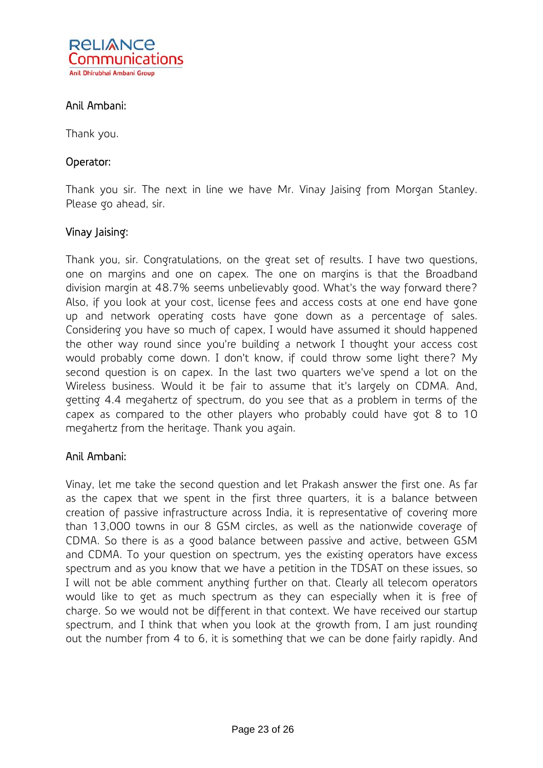Anil Ambani:

Thank you.

Operator:

Thank you sir. The next in line we have Mr. Vinay Jaising from Morgan Stanley. Please go ahead, sir.

Vinay Jaising:

Thank you, sir. Congratulations, on the great set of results. I have two questions, one on margins and one on capex. The one on margins is that the Broadband division margin at 48.7% seems unbelievably good. What's the way forward there? Also, if you look at your cost, license fees and access costs at one end have gone up and network operating costs have gone down as a percentage of sales. Considering you have so much of capex, I would have assumed it should happened the other way round since you're building a network I thought your access cost would probably come down. I don't know, if could throw some light there? My second question is on capex. In the last two quarters we've spend a lot on the Wireless business. Would it be fair to assume that it's largely on CDMA. And, getting 4.4 megahertz of spectrum, do you see that as a problem in terms of the capex as compared to the other players who probably could have got 8 to 10 megahertz from the heritage. Thank you again.

Anil Ambani:

Vinay, let me take the second question and let Prakash answer the first one. As far as the capex that we spent in the first three quarters, it is a balance between creation of passive infrastructure across India, it is representative of covering more than 13,000 towns in our 8 GSM circles, as well as the nationwide coverage of CDMA. So there is as a good balance between passive and active, between GSM and CDMA. To your question on spectrum, yes the existing operators have excess spectrum and as you know that we have a petition in the TDSAT on these issues, so I will not be able comment anything further on that. Clearly all telecom operators would like to get as much spectrum as they can especially when it is free of charge. So we would not be different in that context. We have received our startup spectrum, and I think that when you look at the growth from, I am just rounding out the number from 4 to 6, it is something that we can be done fairly rapidly. And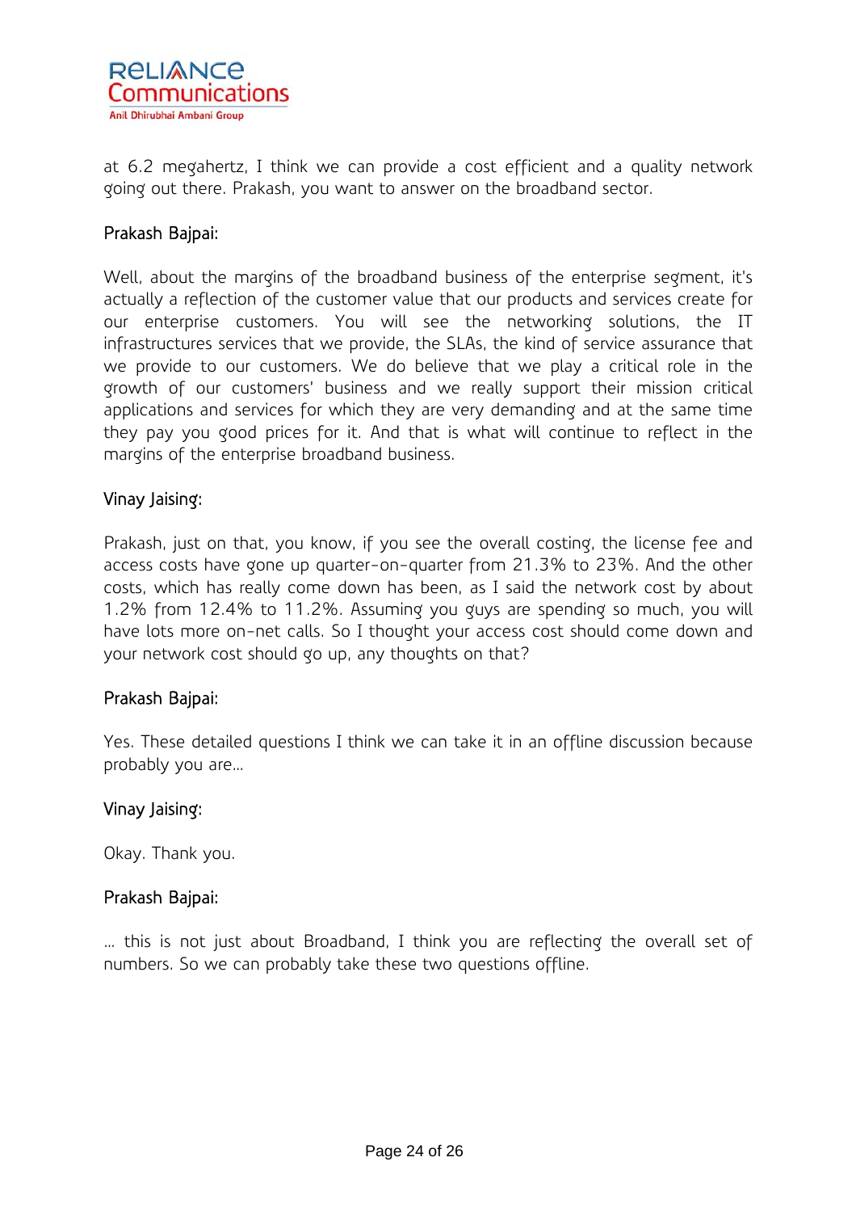at 6.2 megahertz, I think we can provide a cost efficient and a quality network going out there. Prakash, you want to answer on the broadband sector.

**Prakash Bajpai:**

Well, about the margins of the broadband business of the enterprise segment, it's actually a reflection of the customer value that our products and services create for our enterprise customers. You will see the networking solutions, the IT infrastructures services that we provide, the SLAs, the kind of service assurance that we provide to our customers. We do believe that we play a critical role in the growth of our customers' business and we really support their mission critical applications and services for which they are very demanding and at the same time they pay you good prices for it. And that is what will continue to reflect in the margins of the enterprise broadband business.

**Vinay Jaising:**

Prakash, just on that, you know, if you see the overall costing, the license fee and access costs have gone up quarter-on-quarter from 21.3% to 23%. And the other costs, which has really come down has been, as I said the network cost by about 1.2% from 12.4% to 11.2%. Assuming you guys are spending so much, you will have lots more on-net calls. So I thought your access cost should come down and your network cost should go up, any thoughts on that?

**Prakash Bajpai:**

Yes. These detailed questions I think we can take it in an offline discussion because probably you are…

**Vinay Jaising:**

Okay. Thank you.

**Prakash Bajpai:**

… this is not just about Broadband, I think you are reflecting the overall set of numbers. So we can probably take these two questions offline.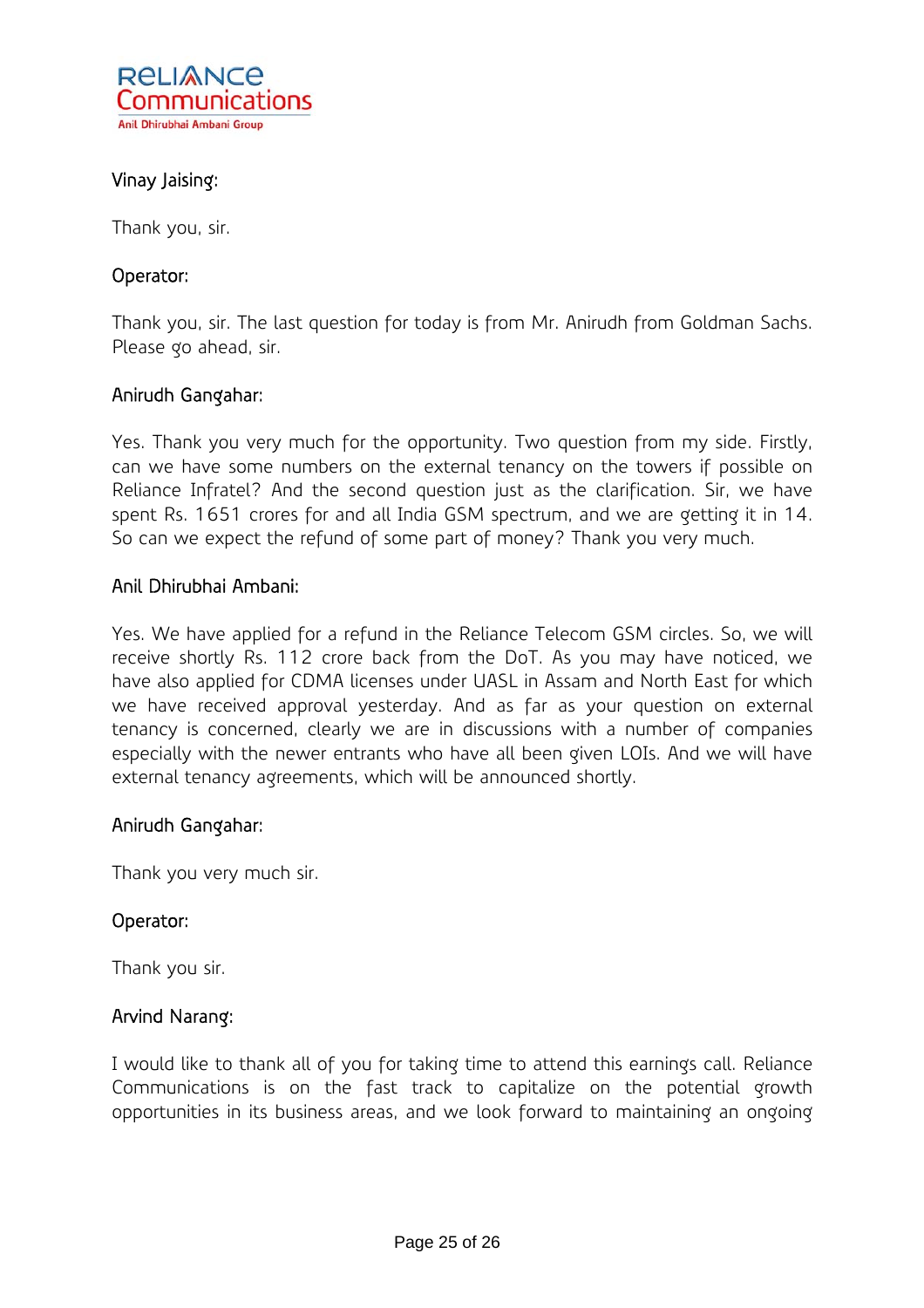**Vinay Jaising:**

Thank you, sir.

**Operator:**

Thank you, sir. The last question for today is from Mr. Anirudh from Goldman Sachs. Please go ahead, sir.

**Anirudh Gangahar:**

Yes. Thank you very much for the opportunity. Two question from my side. Firstly, can we have some numbers on the external tenancy on the towers if possible on Reliance Infratel? And the second question just as the clarification. Sir, we have spent Rs. 1651 crores for and all India GSM spectrum, and we are getting it in 14. So can we expect the refund of some part of money? Thank you very much.

**Anil Dhirubhai Ambani:**

Yes. We have applied for a refund in the Reliance Telecom GSM circles. So, we will receive shortly Rs. 112 crore back from the DoT. As you may have noticed, we have also applied for CDMA licenses under UASL in Assam and North East for which we have received approval yesterday. And as far as your question on external tenancy is concerned, clearly we are in discussions with a number of companies especially with the newer entrants who have all been given LOIs. And we will have external tenancy agreements, which will be announced shortly.

**Anirudh Gangahar:**

Thank you very much sir.

**Operator:**

Thank you sir.

**Arvind Narang:**

I would like to thank all of you for taking time to attend this earnings call. Reliance Communications is on the fast track to capitalize on the potential growth opportunities in its business areas, and we look forward to maintaining an ongoing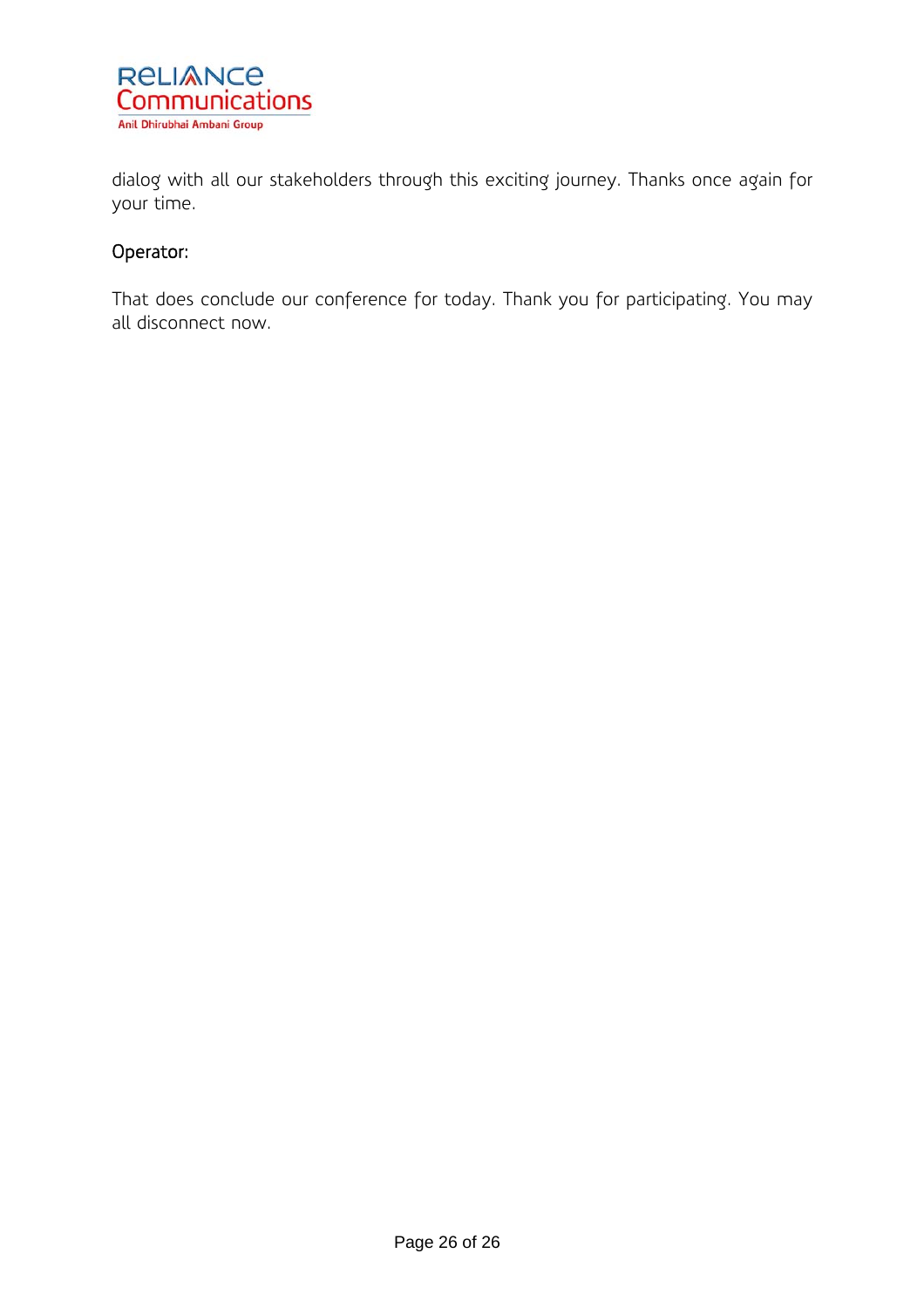dialog with all our stakeholders through this exciting journey. Thanks once again for your time.

Operator:

That does conclude our conference for today. Thank you for participating. You may all disconnect now.